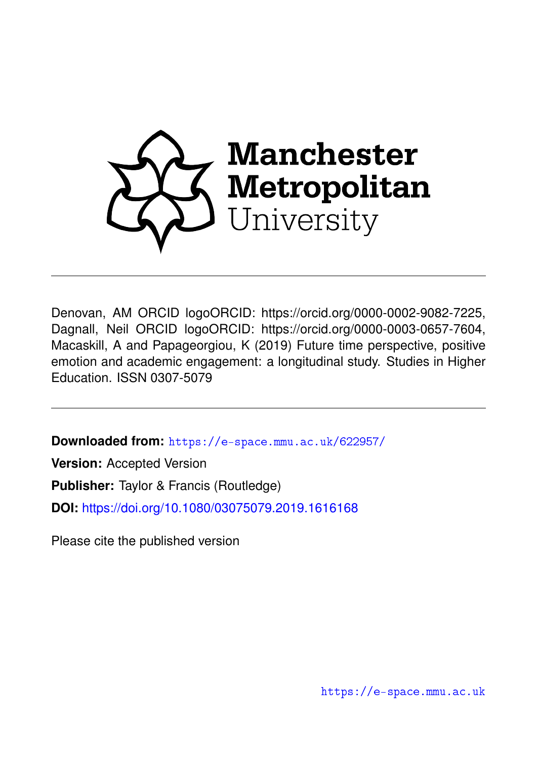Manchester Metropolitan University

---

Denovan, AM ORCID logoORCID: https://orcid.org/0000-0002-9082-7225, Dagnall, Neil ORCID logoORCID: https://orcid.org/0000-0003-0657-7604, Macaskill, A and Papageorgiou, K (2019) Future time perspective, positive emotion and academic engagement: a longitudinal study. Studies in Higher Education. ISSN 0307-5079

---

**Downloaded from:** https://e-space.mmu.ac.uk/622957/

**Version:** Accepted Version

**Publisher:** Taylor & Francis (Routledge)

**DOI:** https://doi.org/10.1080/03075079.2019.1616168

Please cite the published version

https://e-space.mmu.ac.uk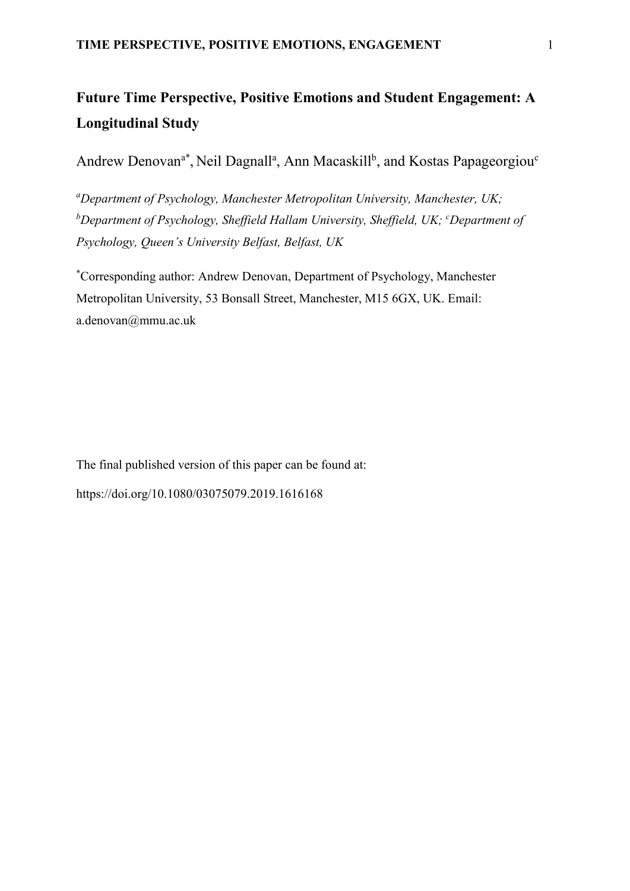# Future Time Perspective, Positive Emotions and Student Engagement: A Longitudinal Study

Andrew Denovan[a*], Neil Dagnall[a], Ann Macaskill[b], and Kostas Papageorgiou[c]

*[a]Department of Psychology, Manchester Metropolitan University, Manchester, UK; [b]Department of Psychology, Sheffield Hallam University, Sheffield, UK; [c]Department of Psychology, Queen's University Belfast, Belfast, UK*

[*]Corresponding author: Andrew Denovan, Department of Psychology, Manchester Metropolitan University, 53 Bonsall Street, Manchester, M15 6GX, UK. Email: a.denovan@mmu.ac.uk

The final published version of this paper can be found at:

https://doi.org/10.1080/03075079.2019.1616168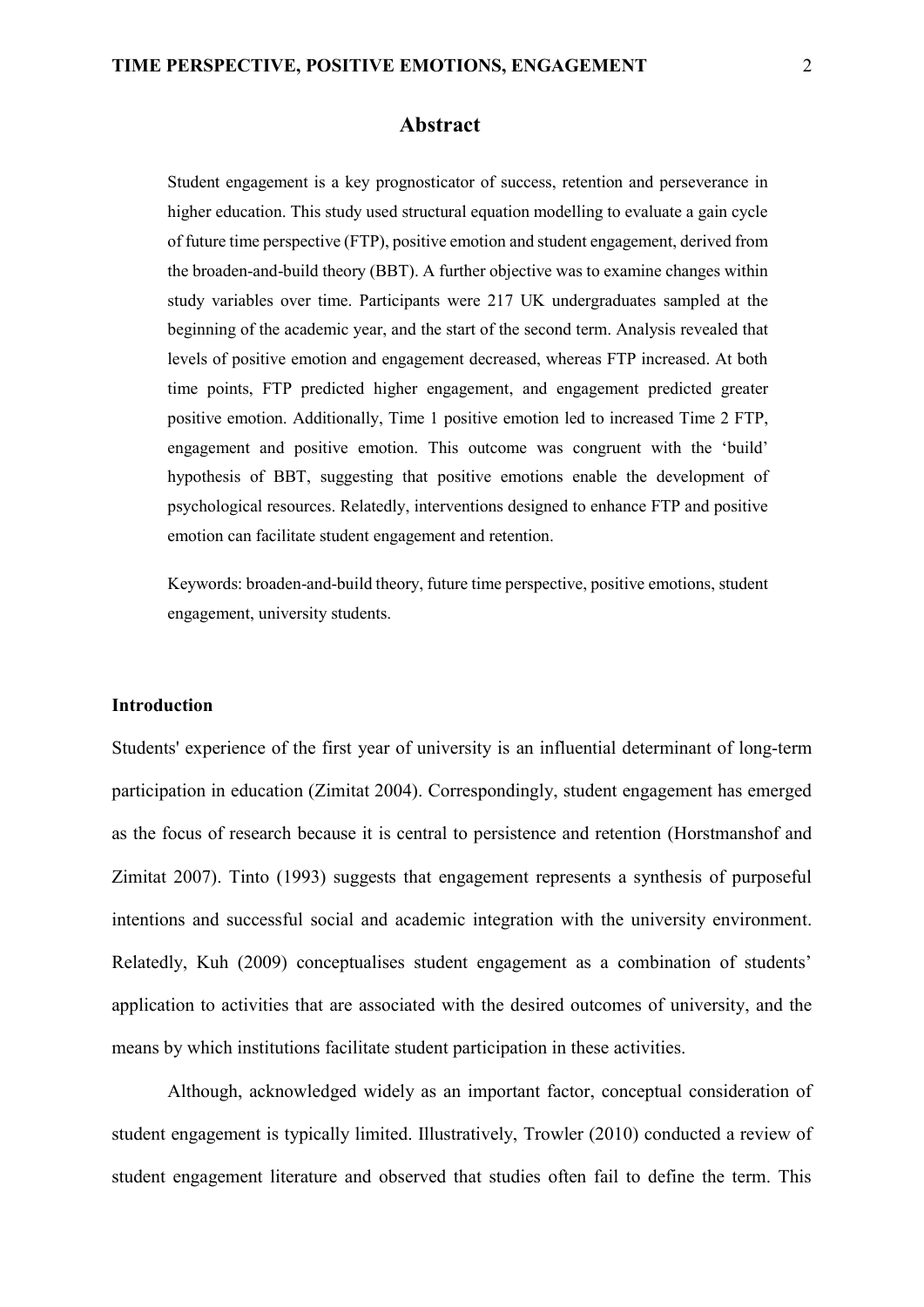## Abstract

Student engagement is a key prognosticator of success, retention and perseverance in higher education. This study used structural equation modelling to evaluate a gain cycle of future time perspective (FTP), positive emotion and student engagement, derived from the broaden-and-build theory (BBT). A further objective was to examine changes within study variables over time. Participants were 217 UK undergraduates sampled at the beginning of the academic year, and the start of the second term. Analysis revealed that levels of positive emotion and engagement decreased, whereas FTP increased. At both time points, FTP predicted higher engagement, and engagement predicted greater positive emotion. Additionally, Time 1 positive emotion led to increased Time 2 FTP, engagement and positive emotion. This outcome was congruent with the 'build' hypothesis of BBT, suggesting that positive emotions enable the development of psychological resources. Relatedly, interventions designed to enhance FTP and positive emotion can facilitate student engagement and retention.

Keywords: broaden-and-build theory, future time perspective, positive emotions, student engagement, university students.

### Introduction

Students' experience of the first year of university is an influential determinant of long-term participation in education (Zimitat 2004). Correspondingly, student engagement has emerged as the focus of research because it is central to persistence and retention (Horstmanshof and Zimitat 2007). Tinto (1993) suggests that engagement represents a synthesis of purposeful intentions and successful social and academic integration with the university environment. Relatedly, Kuh (2009) conceptualises student engagement as a combination of students' application to activities that are associated with the desired outcomes of university, and the means by which institutions facilitate student participation in these activities.

Although, acknowledged widely as an important factor, conceptual consideration of student engagement is typically limited. Illustratively, Trowler (2010) conducted a review of student engagement literature and observed that studies often fail to define the term. This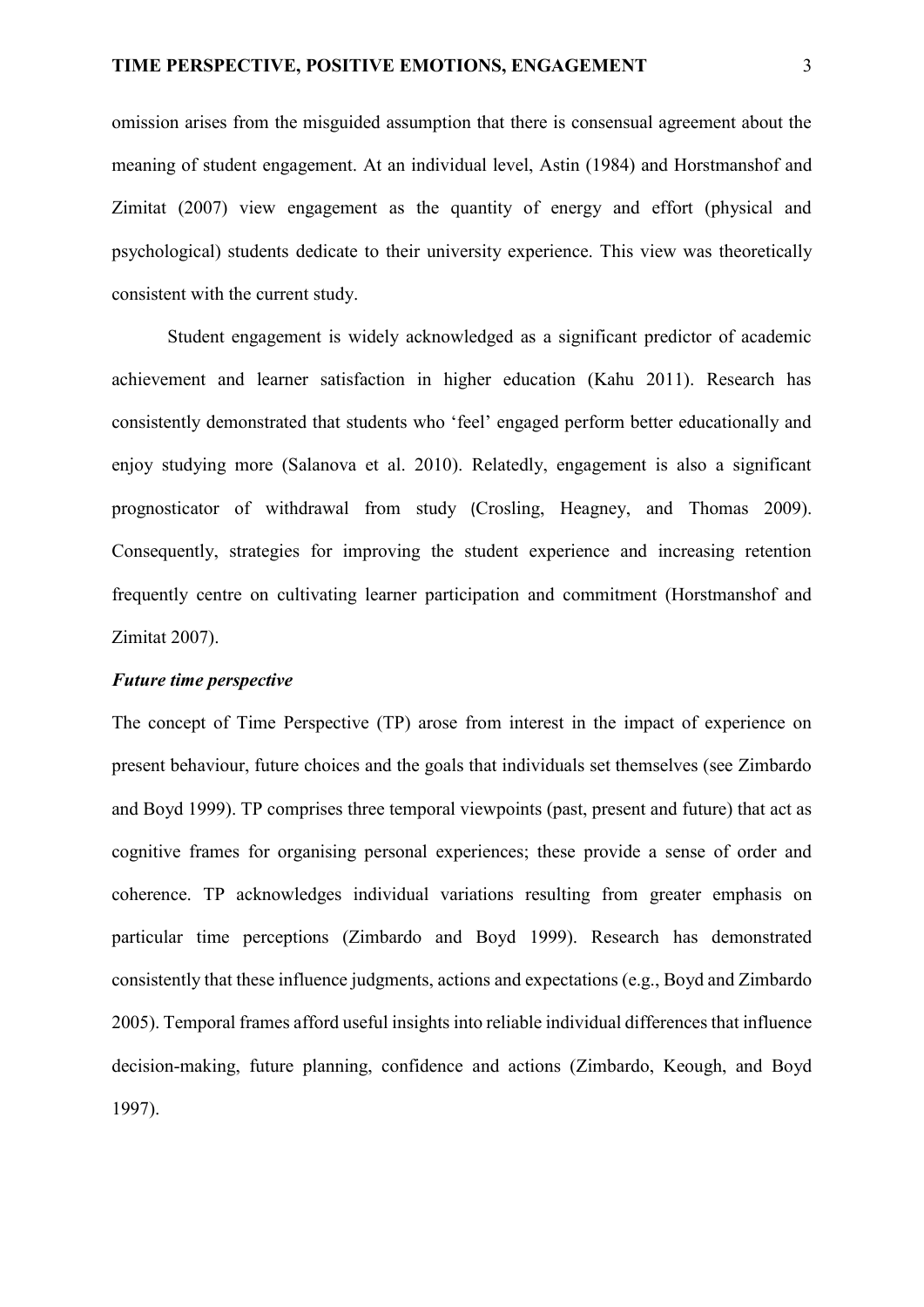omission arises from the misguided assumption that there is consensual agreement about the meaning of student engagement. At an individual level, Astin (1984) and Horstmanshof and Zimitat (2007) view engagement as the quantity of energy and effort (physical and psychological) students dedicate to their university experience. This view was theoretically consistent with the current study.

Student engagement is widely acknowledged as a significant predictor of academic achievement and learner satisfaction in higher education (Kahu 2011). Research has consistently demonstrated that students who 'feel' engaged perform better educationally and enjoy studying more (Salanova et al. 2010). Relatedly, engagement is also a significant prognosticator of withdrawal from study (Crosling, Heagney, and Thomas 2009). Consequently, strategies for improving the student experience and increasing retention frequently centre on cultivating learner participation and commitment (Horstmanshof and Zimitat 2007).

### *Future time perspective*

The concept of Time Perspective (TP) arose from interest in the impact of experience on present behaviour, future choices and the goals that individuals set themselves (see Zimbardo and Boyd 1999). TP comprises three temporal viewpoints (past, present and future) that act as cognitive frames for organising personal experiences; these provide a sense of order and coherence. TP acknowledges individual variations resulting from greater emphasis on particular time perceptions (Zimbardo and Boyd 1999). Research has demonstrated consistently that these influence judgments, actions and expectations (e.g., Boyd and Zimbardo 2005). Temporal frames afford useful insights into reliable individual differences that influence decision-making, future planning, confidence and actions (Zimbardo, Keough, and Boyd 1997).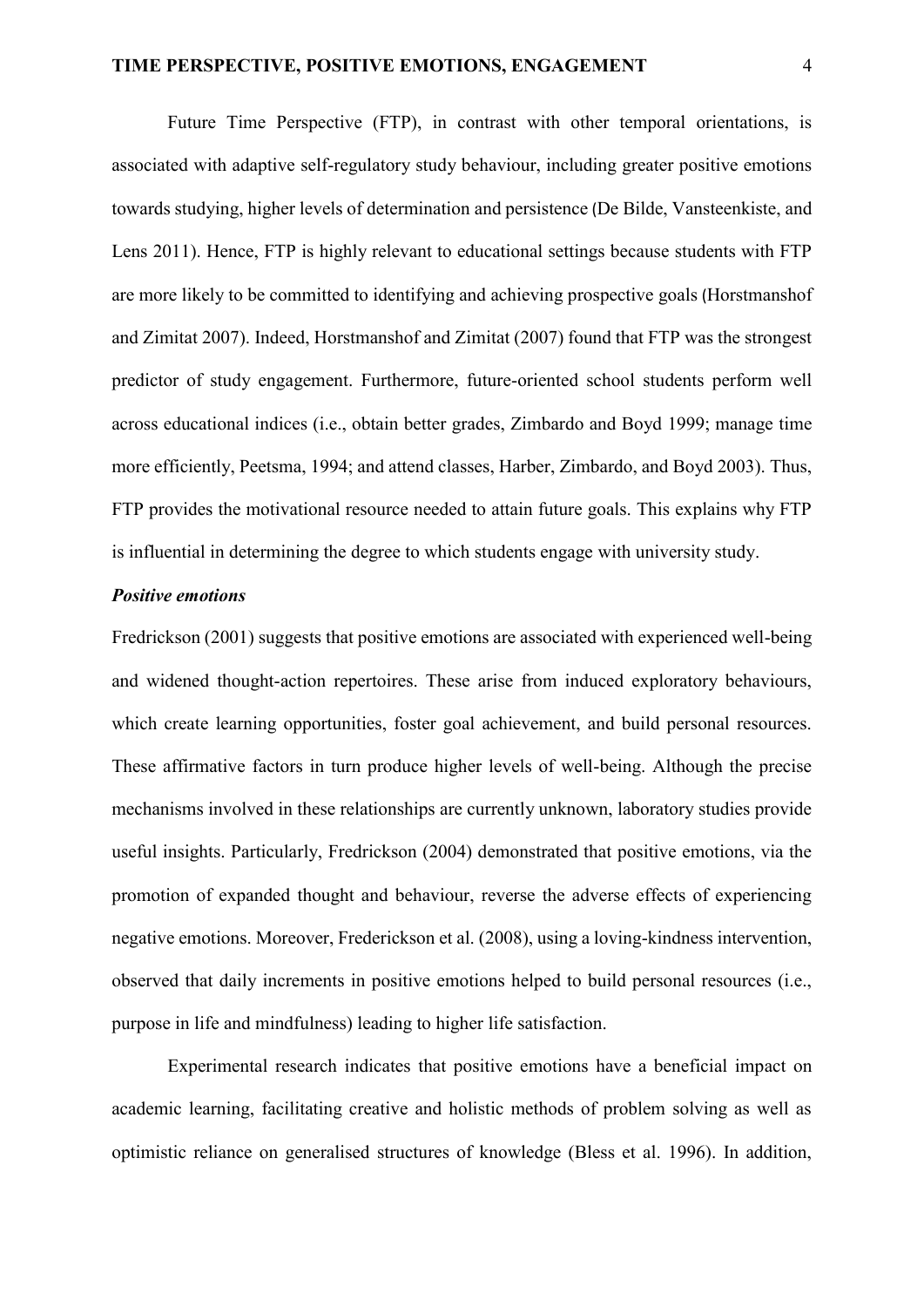Future Time Perspective (FTP), in contrast with other temporal orientations, is associated with adaptive self-regulatory study behaviour, including greater positive emotions towards studying, higher levels of determination and persistence (De Bilde, Vansteenkiste, and Lens 2011). Hence, FTP is highly relevant to educational settings because students with FTP are more likely to be committed to identifying and achieving prospective goals (Horstmanshof and Zimitat 2007). Indeed, Horstmanshof and Zimitat (2007) found that FTP was the strongest predictor of study engagement. Furthermore, future-oriented school students perform well across educational indices (i.e., obtain better grades, Zimbardo and Boyd 1999; manage time more efficiently, Peetsma, 1994; and attend classes, Harber, Zimbardo, and Boyd 2003). Thus, FTP provides the motivational resource needed to attain future goals. This explains why FTP is influential in determining the degree to which students engage with university study.

### *Positive emotions*

Fredrickson (2001) suggests that positive emotions are associated with experienced well-being and widened thought-action repertoires. These arise from induced exploratory behaviours, which create learning opportunities, foster goal achievement, and build personal resources. These affirmative factors in turn produce higher levels of well-being. Although the precise mechanisms involved in these relationships are currently unknown, laboratory studies provide useful insights. Particularly, Fredrickson (2004) demonstrated that positive emotions, via the promotion of expanded thought and behaviour, reverse the adverse effects of experiencing negative emotions. Moreover, Frederickson et al. (2008), using a loving-kindness intervention, observed that daily increments in positive emotions helped to build personal resources (i.e., purpose in life and mindfulness) leading to higher life satisfaction.

Experimental research indicates that positive emotions have a beneficial impact on academic learning, facilitating creative and holistic methods of problem solving as well as optimistic reliance on generalised structures of knowledge (Bless et al. 1996). In addition,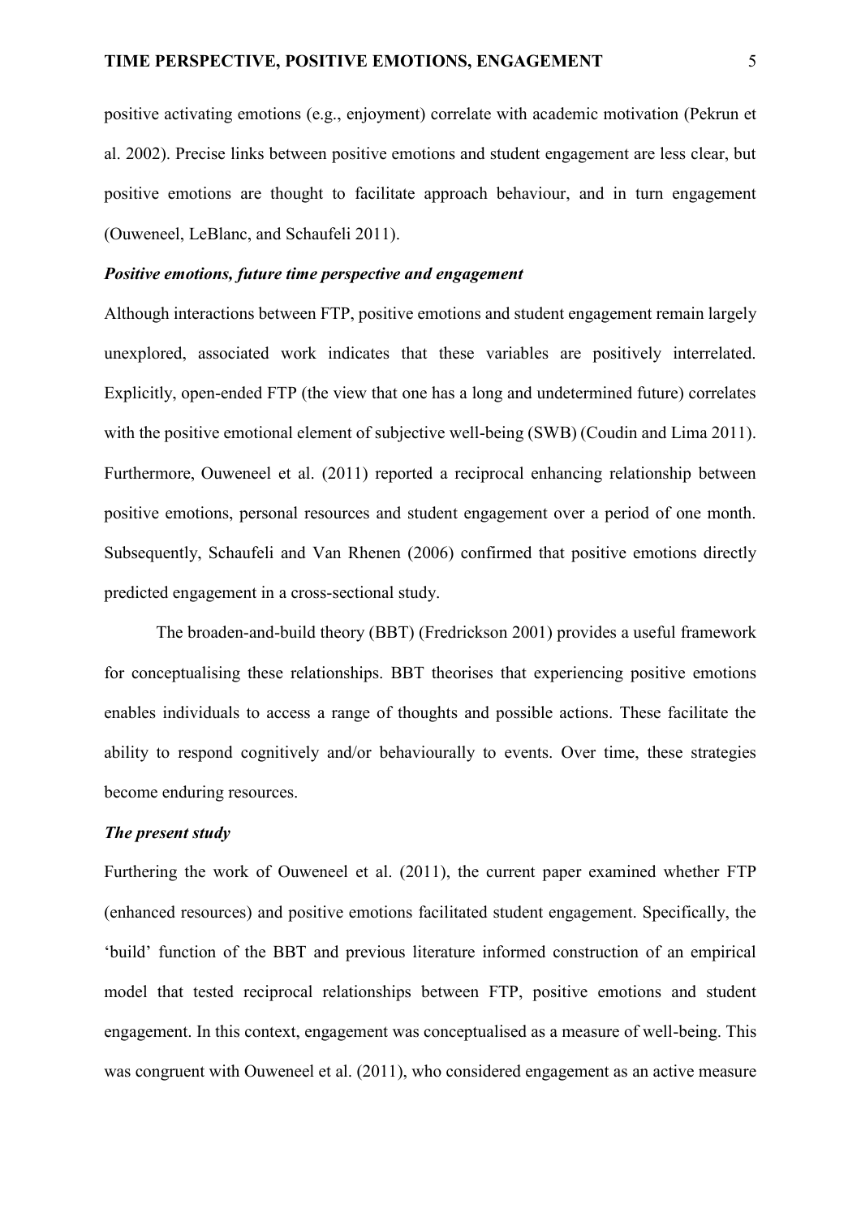positive activating emotions (e.g., enjoyment) correlate with academic motivation (Pekrun et al. 2002). Precise links between positive emotions and student engagement are less clear, but positive emotions are thought to facilitate approach behaviour, and in turn engagement (Ouweneel, LeBlanc, and Schaufeli 2011).

***Positive emotions, future time perspective and engagement***

Although interactions between FTP, positive emotions and student engagement remain largely unexplored, associated work indicates that these variables are positively interrelated. Explicitly, open-ended FTP (the view that one has a long and undetermined future) correlates with the positive emotional element of subjective well-being (SWB) (Coudin and Lima 2011). Furthermore, Ouweneel et al. (2011) reported a reciprocal enhancing relationship between positive emotions, personal resources and student engagement over a period of one month. Subsequently, Schaufeli and Van Rhenen (2006) confirmed that positive emotions directly predicted engagement in a cross-sectional study.

The broaden-and-build theory (BBT) (Fredrickson 2001) provides a useful framework for conceptualising these relationships. BBT theorises that experiencing positive emotions enables individuals to access a range of thoughts and possible actions. These facilitate the ability to respond cognitively and/or behaviourally to events. Over time, these strategies become enduring resources.

***The present study***

Furthering the work of Ouweneel et al. (2011), the current paper examined whether FTP (enhanced resources) and positive emotions facilitated student engagement. Specifically, the 'build' function of the BBT and previous literature informed construction of an empirical model that tested reciprocal relationships between FTP, positive emotions and student engagement. In this context, engagement was conceptualised as a measure of well-being. This was congruent with Ouweneel et al. (2011), who considered engagement as an active measure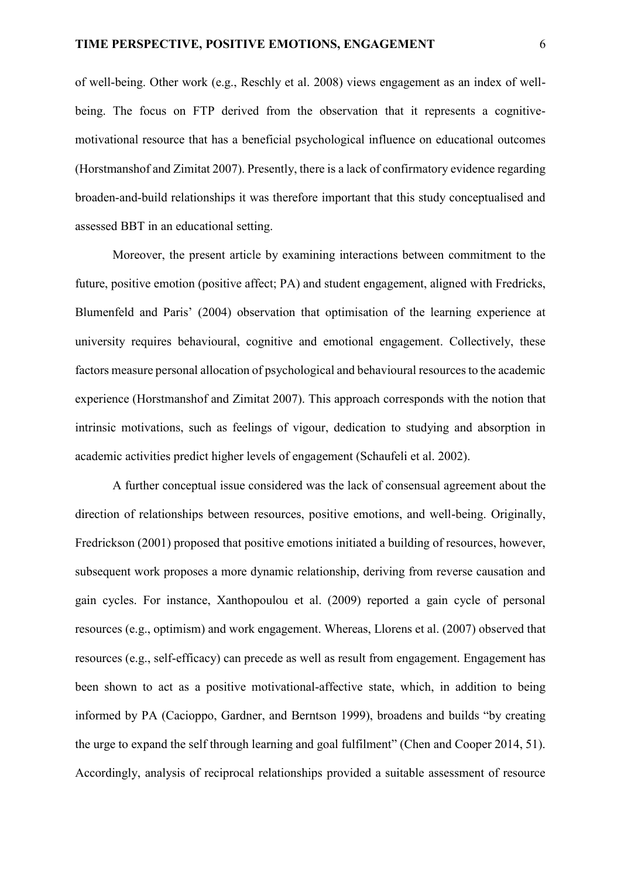of well-being. Other work (e.g., Reschly et al. 2008) views engagement as an index of well-being. The focus on FTP derived from the observation that it represents a cognitive-motivational resource that has a beneficial psychological influence on educational outcomes (Horstmanshof and Zimitat 2007). Presently, there is a lack of confirmatory evidence regarding broaden-and-build relationships it was therefore important that this study conceptualised and assessed BBT in an educational setting.

Moreover, the present article by examining interactions between commitment to the future, positive emotion (positive affect; PA) and student engagement, aligned with Fredricks, Blumenfeld and Paris' (2004) observation that optimisation of the learning experience at university requires behavioural, cognitive and emotional engagement. Collectively, these factors measure personal allocation of psychological and behavioural resources to the academic experience (Horstmanshof and Zimitat 2007). This approach corresponds with the notion that intrinsic motivations, such as feelings of vigour, dedication to studying and absorption in academic activities predict higher levels of engagement (Schaufeli et al. 2002).

A further conceptual issue considered was the lack of consensual agreement about the direction of relationships between resources, positive emotions, and well-being. Originally, Fredrickson (2001) proposed that positive emotions initiated a building of resources, however, subsequent work proposes a more dynamic relationship, deriving from reverse causation and gain cycles. For instance, Xanthopoulou et al. (2009) reported a gain cycle of personal resources (e.g., optimism) and work engagement. Whereas, Llorens et al. (2007) observed that resources (e.g., self-efficacy) can precede as well as result from engagement. Engagement has been shown to act as a positive motivational-affective state, which, in addition to being informed by PA (Cacioppo, Gardner, and Berntson 1999), broadens and builds "by creating the urge to expand the self through learning and goal fulfilment" (Chen and Cooper 2014, 51). Accordingly, analysis of reciprocal relationships provided a suitable assessment of resource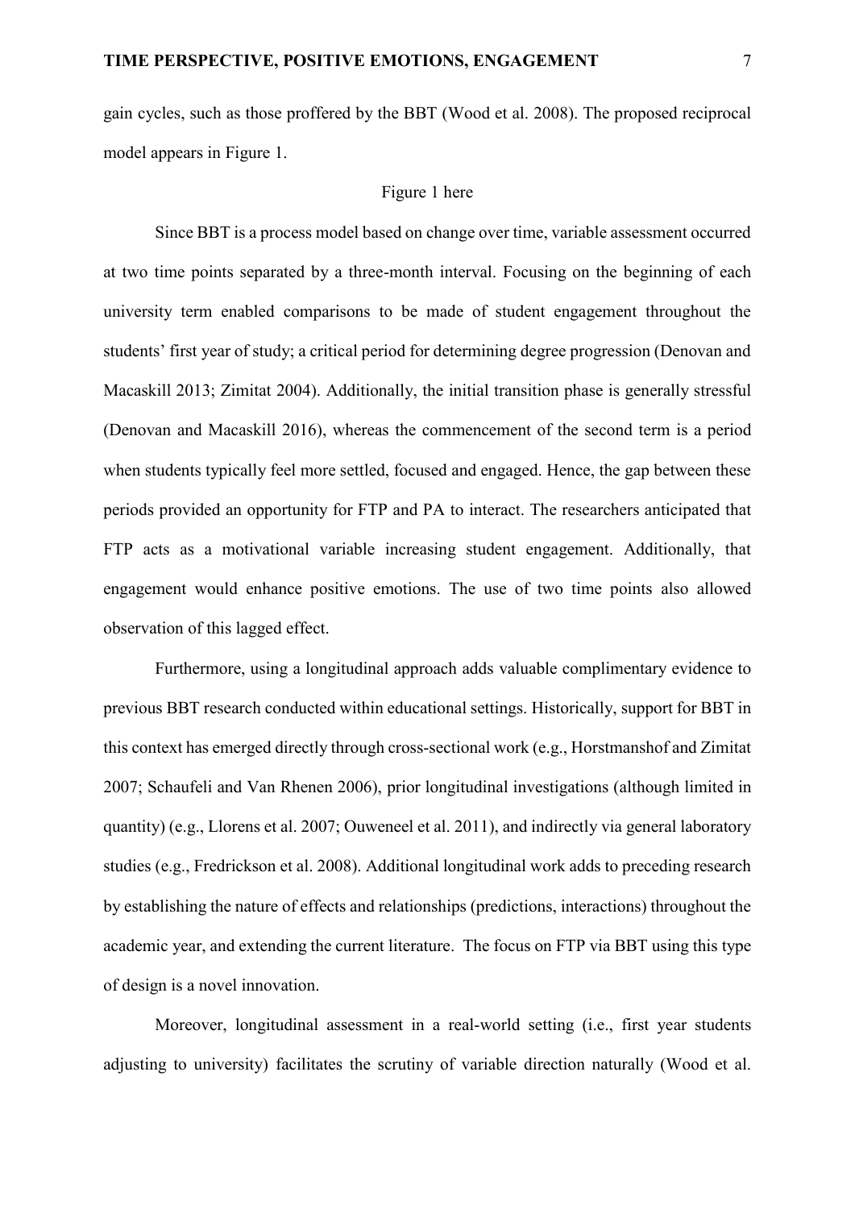gain cycles, such as those proffered by the BBT (Wood et al. 2008). The proposed reciprocal model appears in Figure 1.

Figure 1 here

Since BBT is a process model based on change over time, variable assessment occurred at two time points separated by a three-month interval. Focusing on the beginning of each university term enabled comparisons to be made of student engagement throughout the students' first year of study; a critical period for determining degree progression (Denovan and Macaskill 2013; Zimitat 2004). Additionally, the initial transition phase is generally stressful (Denovan and Macaskill 2016), whereas the commencement of the second term is a period when students typically feel more settled, focused and engaged. Hence, the gap between these periods provided an opportunity for FTP and PA to interact. The researchers anticipated that FTP acts as a motivational variable increasing student engagement. Additionally, that engagement would enhance positive emotions. The use of two time points also allowed observation of this lagged effect.

Furthermore, using a longitudinal approach adds valuable complimentary evidence to previous BBT research conducted within educational settings. Historically, support for BBT in this context has emerged directly through cross-sectional work (e.g., Horstmanshof and Zimitat 2007; Schaufeli and Van Rhenen 2006), prior longitudinal investigations (although limited in quantity) (e.g., Llorens et al. 2007; Ouweneel et al. 2011), and indirectly via general laboratory studies (e.g., Fredrickson et al. 2008). Additional longitudinal work adds to preceding research by establishing the nature of effects and relationships (predictions, interactions) throughout the academic year, and extending the current literature. The focus on FTP via BBT using this type of design is a novel innovation.

Moreover, longitudinal assessment in a real-world setting (i.e., first year students adjusting to university) facilitates the scrutiny of variable direction naturally (Wood et al.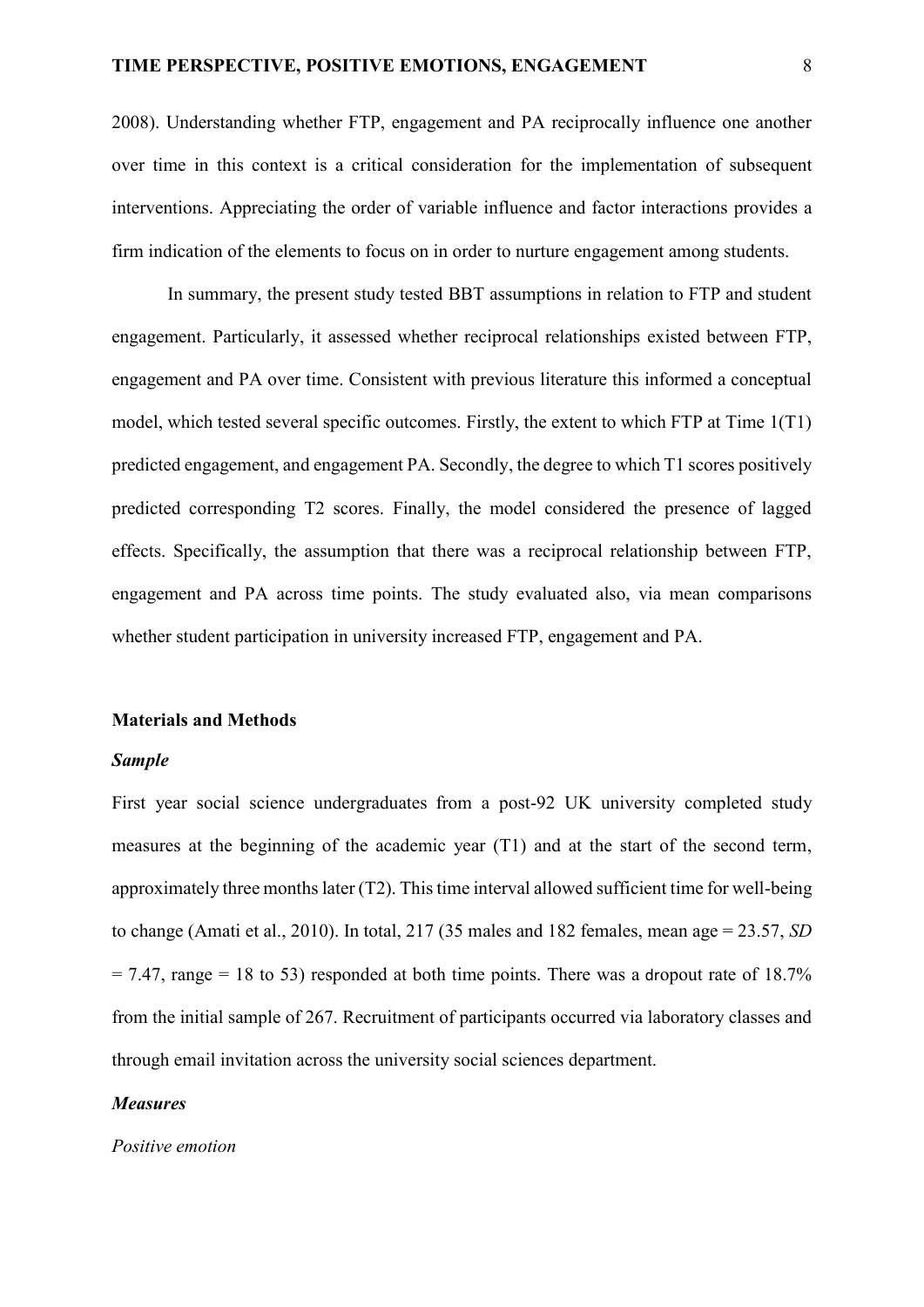2008). Understanding whether FTP, engagement and PA reciprocally influence one another over time in this context is a critical consideration for the implementation of subsequent interventions. Appreciating the order of variable influence and factor interactions provides a firm indication of the elements to focus on in order to nurture engagement among students.

In summary, the present study tested BBT assumptions in relation to FTP and student engagement. Particularly, it assessed whether reciprocal relationships existed between FTP, engagement and PA over time. Consistent with previous literature this informed a conceptual model, which tested several specific outcomes. Firstly, the extent to which FTP at Time 1(T1) predicted engagement, and engagement PA. Secondly, the degree to which T1 scores positively predicted corresponding T2 scores. Finally, the model considered the presence of lagged effects. Specifically, the assumption that there was a reciprocal relationship between FTP, engagement and PA across time points. The study evaluated also, via mean comparisons whether student participation in university increased FTP, engagement and PA.

## Materials and Methods

### *Sample*

First year social science undergraduates from a post-92 UK university completed study measures at the beginning of the academic year (T1) and at the start of the second term, approximately three months later (T2). This time interval allowed sufficient time for well-being to change (Amati et al., 2010). In total, 217 (35 males and 182 females, mean age = 23.57, *SD* = 7.47, range = 18 to 53) responded at both time points. There was a dropout rate of 18.7% from the initial sample of 267. Recruitment of participants occurred via laboratory classes and through email invitation across the university social sciences department.

### *Measures*

*Positive emotion*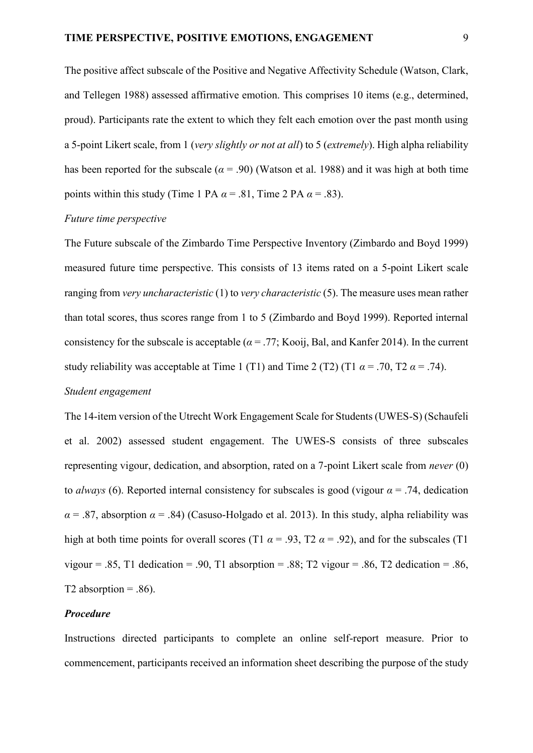The positive affect subscale of the Positive and Negative Affectivity Schedule (Watson, Clark, and Tellegen 1988) assessed affirmative emotion. This comprises 10 items (e.g., determined, proud). Participants rate the extent to which they felt each emotion over the past month using a 5-point Likert scale, from 1 (*very slightly or not at all*) to 5 (*extremely*). High alpha reliability has been reported for the subscale ($\alpha = .90$) (Watson et al. 1988) and it was high at both time points within this study (Time 1 PA $\alpha = .81$, Time 2 PA $\alpha = .83$).

*Future time perspective*

The Future subscale of the Zimbardo Time Perspective Inventory (Zimbardo and Boyd 1999) measured future time perspective. This consists of 13 items rated on a 5-point Likert scale ranging from *very uncharacteristic* (1) to *very characteristic* (5). The measure uses mean rather than total scores, thus scores range from 1 to 5 (Zimbardo and Boyd 1999). Reported internal consistency for the subscale is acceptable ($\alpha = .77$; Kooij, Bal, and Kanfer 2014). In the current study reliability was acceptable at Time 1 (T1) and Time 2 (T2) (T1 $\alpha = .70$, T2 $\alpha = .74$).

*Student engagement*

The 14-item version of the Utrecht Work Engagement Scale for Students (UWES-S) (Schaufeli et al. 2002) assessed student engagement. The UWES-S consists of three subscales representing vigour, dedication, and absorption, rated on a 7-point Likert scale from *never* (0) to *always* (6). Reported internal consistency for subscales is good (vigour $\alpha = .74$, dedication $\alpha = .87$, absorption $\alpha = .84$) (Casuso-Holgado et al. 2013). In this study, alpha reliability was high at both time points for overall scores (T1 $\alpha = .93$, T2 $\alpha = .92$), and for the subscales (T1 vigour = .85, T1 dedication = .90, T1 absorption = .88; T2 vigour = .86, T2 dedication = .86, T2 absorption = .86).

***Procedure***

Instructions directed participants to complete an online self-report measure. Prior to commencement, participants received an information sheet describing the purpose of the study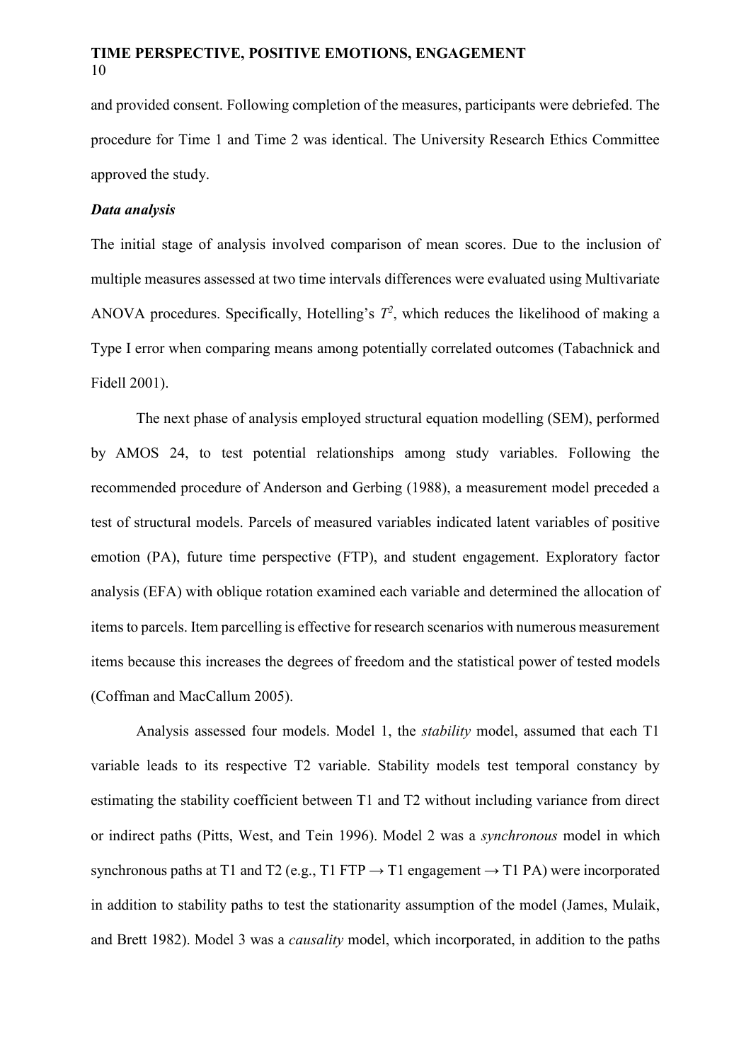and provided consent. Following completion of the measures, participants were debriefed. The procedure for Time 1 and Time 2 was identical. The University Research Ethics Committee approved the study.

***Data analysis***

The initial stage of analysis involved comparison of mean scores. Due to the inclusion of multiple measures assessed at two time intervals differences were evaluated using Multivariate ANOVA procedures. Specifically, Hotelling's $T^2$, which reduces the likelihood of making a Type I error when comparing means among potentially correlated outcomes (Tabachnick and Fidell 2001).

The next phase of analysis employed structural equation modelling (SEM), performed by AMOS 24, to test potential relationships among study variables. Following the recommended procedure of Anderson and Gerbing (1988), a measurement model preceded a test of structural models. Parcels of measured variables indicated latent variables of positive emotion (PA), future time perspective (FTP), and student engagement. Exploratory factor analysis (EFA) with oblique rotation examined each variable and determined the allocation of items to parcels. Item parcelling is effective for research scenarios with numerous measurement items because this increases the degrees of freedom and the statistical power of tested models (Coffman and MacCallum 2005).

Analysis assessed four models. Model 1, the *stability* model, assumed that each T1 variable leads to its respective T2 variable. Stability models test temporal constancy by estimating the stability coefficient between T1 and T2 without including variance from direct or indirect paths (Pitts, West, and Tein 1996). Model 2 was a *synchronous* model in which synchronous paths at T1 and T2 (e.g., T1 FTP → T1 engagement → T1 PA) were incorporated in addition to stability paths to test the stationarity assumption of the model (James, Mulaik, and Brett 1982). Model 3 was a *causality* model, which incorporated, in addition to the paths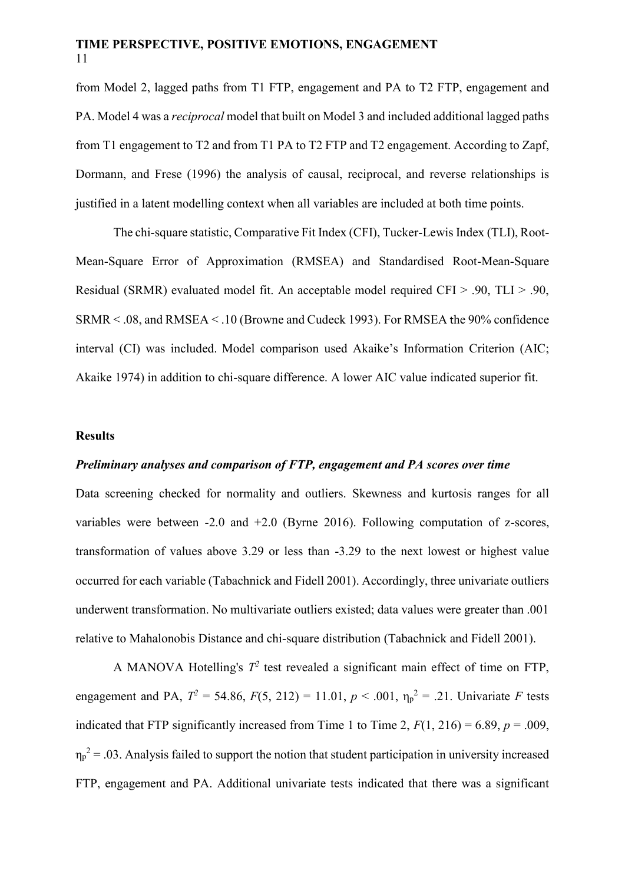from Model 2, lagged paths from T1 FTP, engagement and PA to T2 FTP, engagement and PA. Model 4 was a *reciprocal* model that built on Model 3 and included additional lagged paths from T1 engagement to T2 and from T1 PA to T2 FTP and T2 engagement. According to Zapf, Dormann, and Frese (1996) the analysis of causal, reciprocal, and reverse relationships is justified in a latent modelling context when all variables are included at both time points.

The chi-square statistic, Comparative Fit Index (CFI), Tucker-Lewis Index (TLI), Root-Mean-Square Error of Approximation (RMSEA) and Standardised Root-Mean-Square Residual (SRMR) evaluated model fit. An acceptable model required CFI > .90, TLI > .90, SRMR < .08, and RMSEA < .10 (Browne and Cudeck 1993). For RMSEA the 90% confidence interval (CI) was included. Model comparison used Akaike's Information Criterion (AIC; Akaike 1974) in addition to chi-square difference. A lower AIC value indicated superior fit.

## Results

### *Preliminary analyses and comparison of FTP, engagement and PA scores over time*

Data screening checked for normality and outliers. Skewness and kurtosis ranges for all variables were between -2.0 and +2.0 (Byrne 2016). Following computation of z-scores, transformation of values above 3.29 or less than -3.29 to the next lowest or highest value occurred for each variable (Tabachnick and Fidell 2001). Accordingly, three univariate outliers underwent transformation. No multivariate outliers existed; data values were greater than .001 relative to Mahalonobis Distance and chi-square distribution (Tabachnick and Fidell 2001).

A MANOVA Hotelling's $T^2$ test revealed a significant main effect of time on FTP, engagement and PA, $T^2 = 54.86$, $F(5, 212) = 11.01$, $p < .001$, $\eta_p^2 = .21$. Univariate $F$ tests indicated that FTP significantly increased from Time 1 to Time 2, $F(1, 216) = 6.89$, $p = .009$, $\eta_p^2 = .03$. Analysis failed to support the notion that student participation in university increased FTP, engagement and PA. Additional univariate tests indicated that there was a significant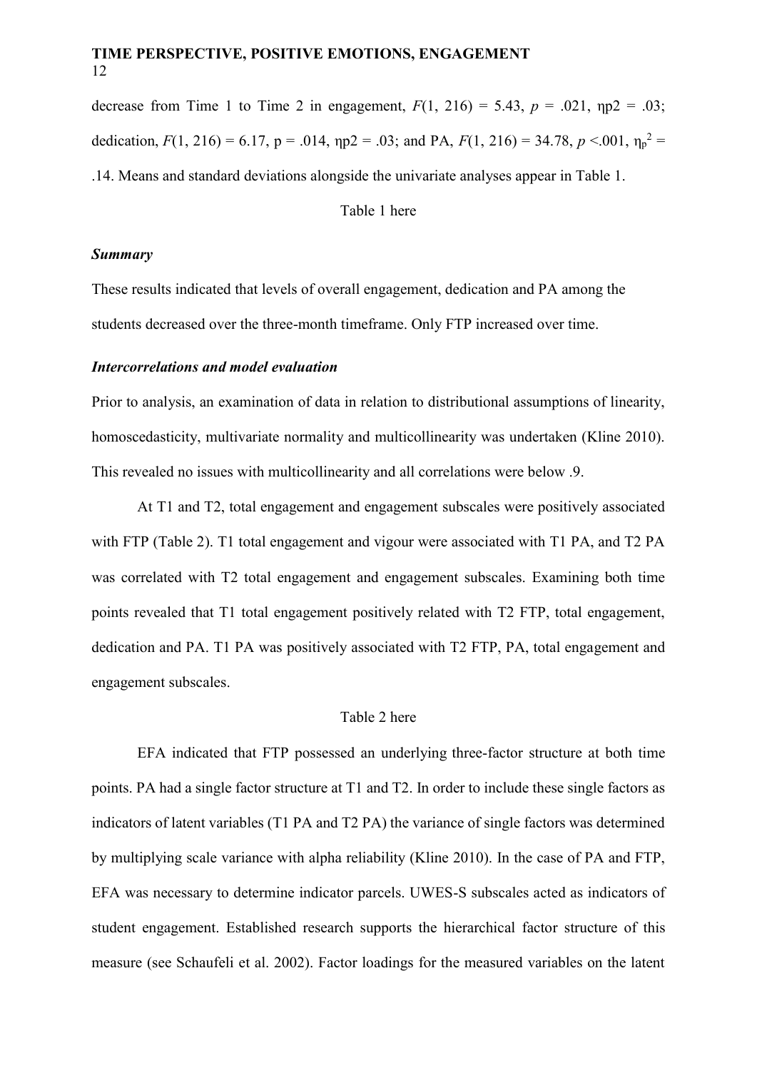decrease from Time 1 to Time 2 in engagement, $F(1, 216) = 5.43$, $p = .021$, $\eta p2 = .03$; dedication, $F(1, 216) = 6.17$, $p = .014$, $\eta p2 = .03$; and PA, $F(1, 216) = 34.78$, $p < .001$, $\eta_p^2 = .14$. Means and standard deviations alongside the univariate analyses appear in Table 1.

Table 1 here

***Summary***

These results indicated that levels of overall engagement, dedication and PA among the students decreased over the three-month timeframe. Only FTP increased over time.

***Intercorrelations and model evaluation***

Prior to analysis, an examination of data in relation to distributional assumptions of linearity, homoscedasticity, multivariate normality and multicollinearity was undertaken (Kline 2010). This revealed no issues with multicollinearity and all correlations were below .9.

At T1 and T2, total engagement and engagement subscales were positively associated with FTP (Table 2). T1 total engagement and vigour were associated with T1 PA, and T2 PA was correlated with T2 total engagement and engagement subscales. Examining both time points revealed that T1 total engagement positively related with T2 FTP, total engagement, dedication and PA. T1 PA was positively associated with T2 FTP, PA, total engagement and engagement subscales.

Table 2 here

EFA indicated that FTP possessed an underlying three-factor structure at both time points. PA had a single factor structure at T1 and T2. In order to include these single factors as indicators of latent variables (T1 PA and T2 PA) the variance of single factors was determined by multiplying scale variance with alpha reliability (Kline 2010). In the case of PA and FTP, EFA was necessary to determine indicator parcels. UWES-S subscales acted as indicators of student engagement. Established research supports the hierarchical factor structure of this measure (see Schaufeli et al. 2002). Factor loadings for the measured variables on the latent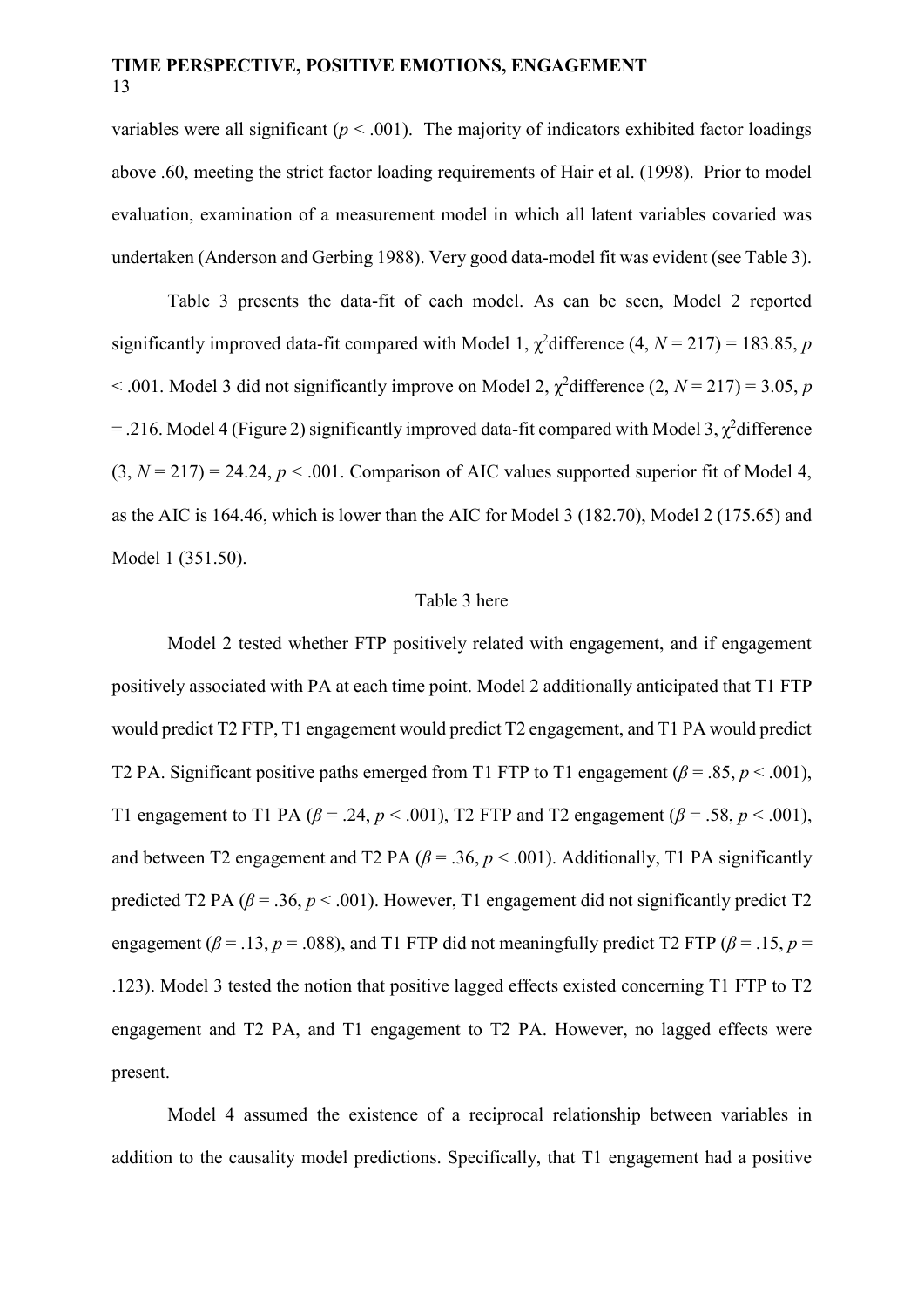variables were all significant ($p < .001$). The majority of indicators exhibited factor loadings above .60, meeting the strict factor loading requirements of Hair et al. (1998). Prior to model evaluation, examination of a measurement model in which all latent variables covaried was undertaken (Anderson and Gerbing 1988). Very good data-model fit was evident (see Table 3).

Table 3 presents the data-fit of each model. As can be seen, Model 2 reported significantly improved data-fit compared with Model 1, $\chi^2$difference (4, $N = 217$) = 183.85, $p < .001$. Model 3 did not significantly improve on Model 2, $\chi^2$difference (2, $N = 217$) = 3.05, $p = .216$. Model 4 (Figure 2) significantly improved data-fit compared with Model 3, $\chi^2$difference (3, $N = 217$) = 24.24, $p < .001$. Comparison of AIC values supported superior fit of Model 4, as the AIC is 164.46, which is lower than the AIC for Model 3 (182.70), Model 2 (175.65) and Model 1 (351.50).

Table 3 here

Model 2 tested whether FTP positively related with engagement, and if engagement positively associated with PA at each time point. Model 2 additionally anticipated that T1 FTP would predict T2 FTP, T1 engagement would predict T2 engagement, and T1 PA would predict T2 PA. Significant positive paths emerged from T1 FTP to T1 engagement ($\beta = .85$, $p < .001$), T1 engagement to T1 PA ($\beta = .24$, $p < .001$), T2 FTP and T2 engagement ($\beta = .58$, $p < .001$), and between T2 engagement and T2 PA ($\beta = .36$, $p < .001$). Additionally, T1 PA significantly predicted T2 PA ($\beta = .36$, $p < .001$). However, T1 engagement did not significantly predict T2 engagement ($\beta = .13$, $p = .088$), and T1 FTP did not meaningfully predict T2 FTP ($\beta = .15$, $p = .123$). Model 3 tested the notion that positive lagged effects existed concerning T1 FTP to T2 engagement and T2 PA, and T1 engagement to T2 PA. However, no lagged effects were present.

Model 4 assumed the existence of a reciprocal relationship between variables in addition to the causality model predictions. Specifically, that T1 engagement had a positive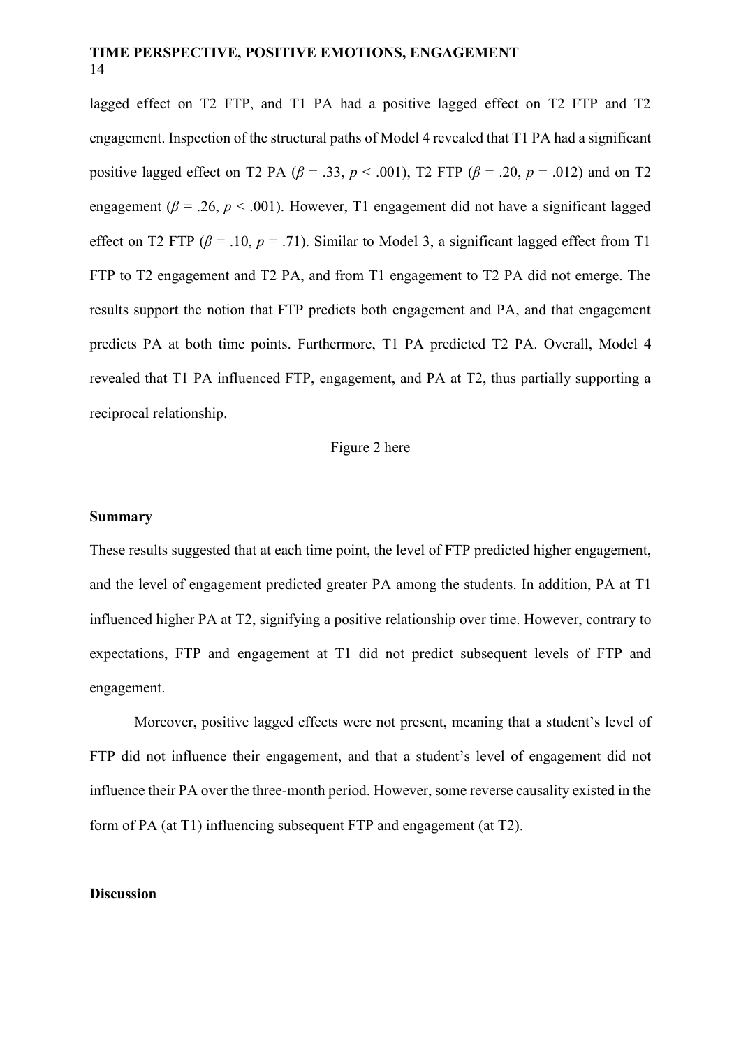lagged effect on T2 FTP, and T1 PA had a positive lagged effect on T2 FTP and T2 engagement. Inspection of the structural paths of Model 4 revealed that T1 PA had a significant positive lagged effect on T2 PA ($\beta = .33$, $p < .001$), T2 FTP ($\beta = .20$, $p = .012$) and on T2 engagement ($\beta = .26$, $p < .001$). However, T1 engagement did not have a significant lagged effect on T2 FTP ($\beta = .10$, $p = .71$). Similar to Model 3, a significant lagged effect from T1 FTP to T2 engagement and T2 PA, and from T1 engagement to T2 PA did not emerge. The results support the notion that FTP predicts both engagement and PA, and that engagement predicts PA at both time points. Furthermore, T1 PA predicted T2 PA. Overall, Model 4 revealed that T1 PA influenced FTP, engagement, and PA at T2, thus partially supporting a reciprocal relationship.

Figure 2 here

**Summary**

These results suggested that at each time point, the level of FTP predicted higher engagement, and the level of engagement predicted greater PA among the students. In addition, PA at T1 influenced higher PA at T2, signifying a positive relationship over time. However, contrary to expectations, FTP and engagement at T1 did not predict subsequent levels of FTP and engagement.

Moreover, positive lagged effects were not present, meaning that a student's level of FTP did not influence their engagement, and that a student's level of engagement did not influence their PA over the three-month period. However, some reverse causality existed in the form of PA (at T1) influencing subsequent FTP and engagement (at T2).

**Discussion**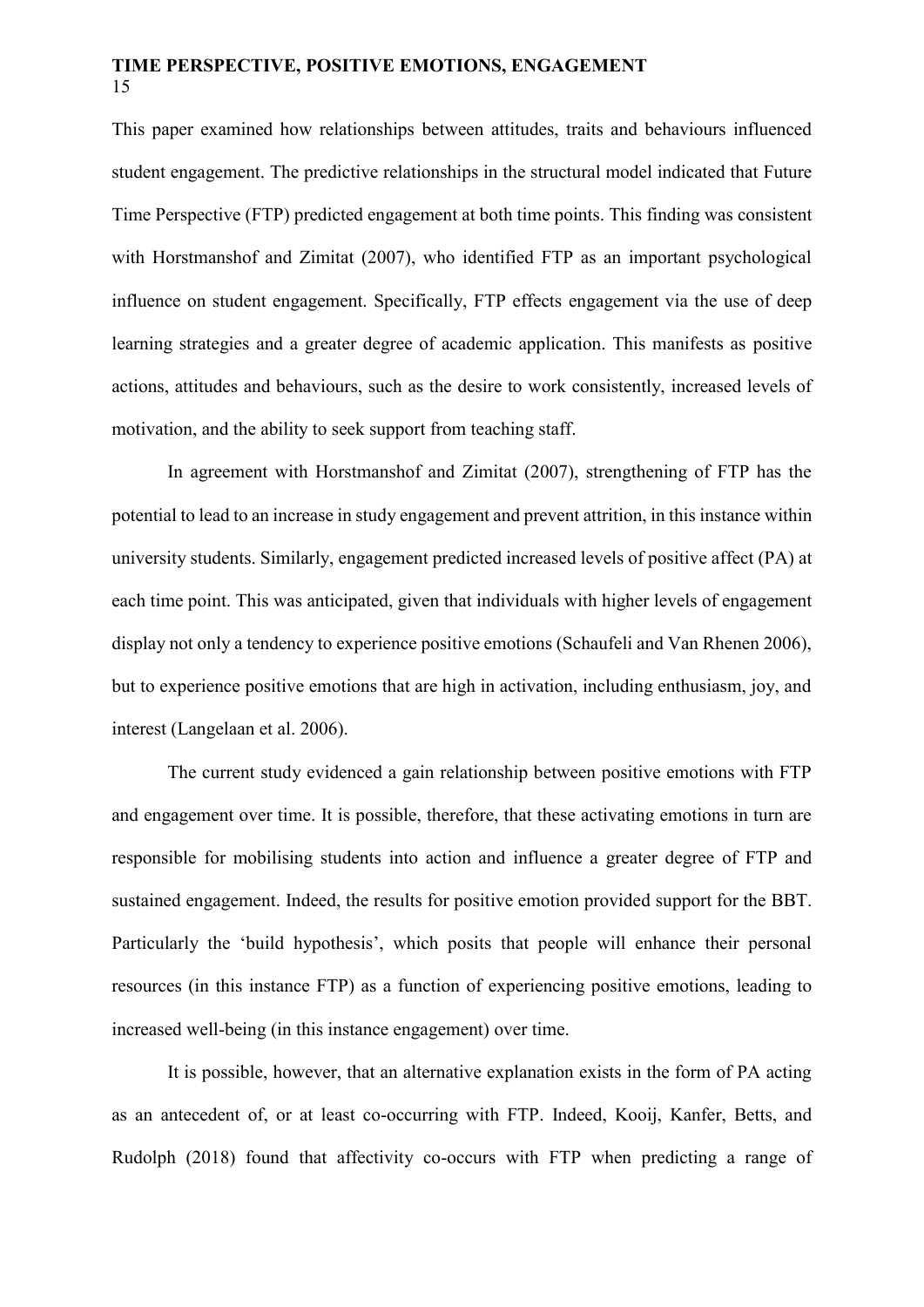This paper examined how relationships between attitudes, traits and behaviours influenced student engagement. The predictive relationships in the structural model indicated that Future Time Perspective (FTP) predicted engagement at both time points. This finding was consistent with Horstmanshof and Zimitat (2007), who identified FTP as an important psychological influence on student engagement. Specifically, FTP effects engagement via the use of deep learning strategies and a greater degree of academic application. This manifests as positive actions, attitudes and behaviours, such as the desire to work consistently, increased levels of motivation, and the ability to seek support from teaching staff.

In agreement with Horstmanshof and Zimitat (2007), strengthening of FTP has the potential to lead to an increase in study engagement and prevent attrition, in this instance within university students. Similarly, engagement predicted increased levels of positive affect (PA) at each time point. This was anticipated, given that individuals with higher levels of engagement display not only a tendency to experience positive emotions (Schaufeli and Van Rhenen 2006), but to experience positive emotions that are high in activation, including enthusiasm, joy, and interest (Langelaan et al. 2006).

The current study evidenced a gain relationship between positive emotions with FTP and engagement over time. It is possible, therefore, that these activating emotions in turn are responsible for mobilising students into action and influence a greater degree of FTP and sustained engagement. Indeed, the results for positive emotion provided support for the BBT. Particularly the 'build hypothesis', which posits that people will enhance their personal resources (in this instance FTP) as a function of experiencing positive emotions, leading to increased well-being (in this instance engagement) over time.

It is possible, however, that an alternative explanation exists in the form of PA acting as an antecedent of, or at least co-occurring with FTP. Indeed, Kooij, Kanfer, Betts, and Rudolph (2018) found that affectivity co-occurs with FTP when predicting a range of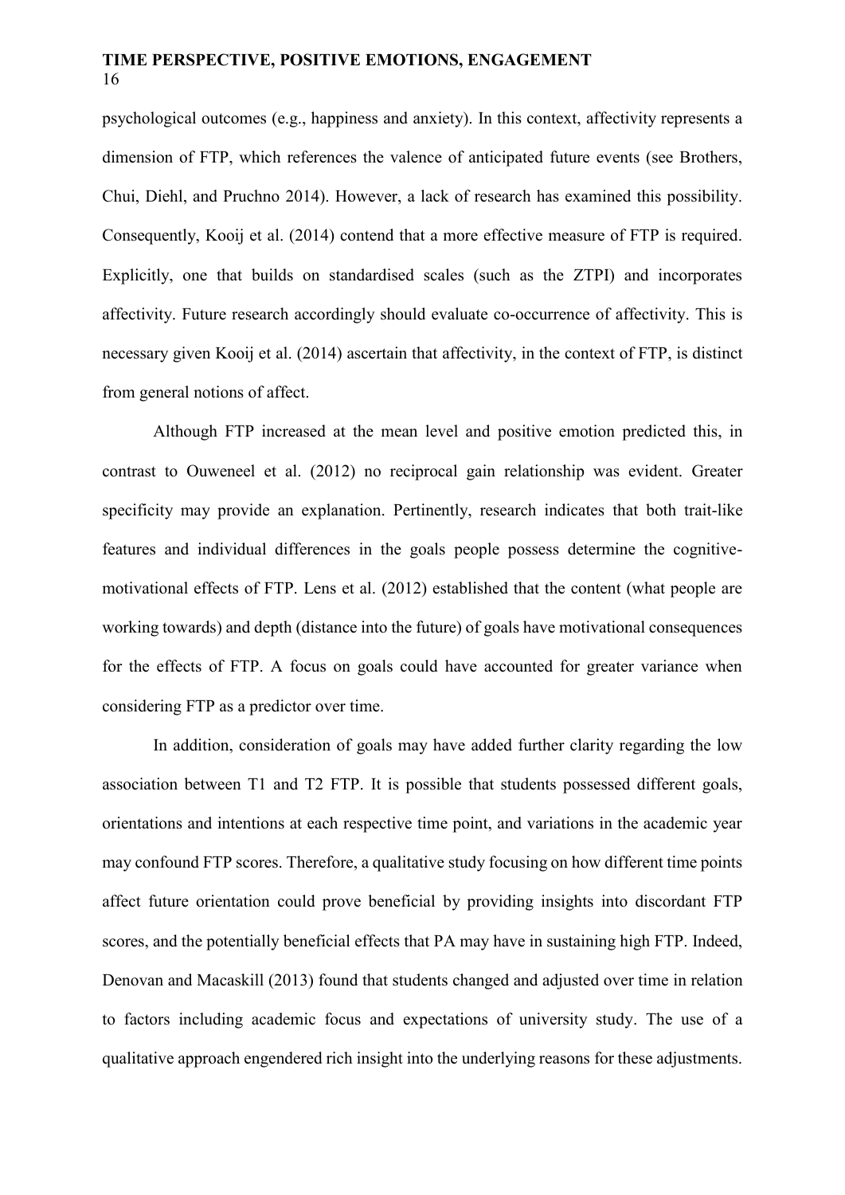psychological outcomes (e.g., happiness and anxiety). In this context, affectivity represents a dimension of FTP, which references the valence of anticipated future events (see Brothers, Chui, Diehl, and Pruchno 2014). However, a lack of research has examined this possibility. Consequently, Kooij et al. (2014) contend that a more effective measure of FTP is required. Explicitly, one that builds on standardised scales (such as the ZTPI) and incorporates affectivity. Future research accordingly should evaluate co-occurrence of affectivity. This is necessary given Kooij et al. (2014) ascertain that affectivity, in the context of FTP, is distinct from general notions of affect.

Although FTP increased at the mean level and positive emotion predicted this, in contrast to Ouweneel et al. (2012) no reciprocal gain relationship was evident. Greater specificity may provide an explanation. Pertinently, research indicates that both trait-like features and individual differences in the goals people possess determine the cognitive-motivational effects of FTP. Lens et al. (2012) established that the content (what people are working towards) and depth (distance into the future) of goals have motivational consequences for the effects of FTP. A focus on goals could have accounted for greater variance when considering FTP as a predictor over time.

In addition, consideration of goals may have added further clarity regarding the low association between T1 and T2 FTP. It is possible that students possessed different goals, orientations and intentions at each respective time point, and variations in the academic year may confound FTP scores. Therefore, a qualitative study focusing on how different time points affect future orientation could prove beneficial by providing insights into discordant FTP scores, and the potentially beneficial effects that PA may have in sustaining high FTP. Indeed, Denovan and Macaskill (2013) found that students changed and adjusted over time in relation to factors including academic focus and expectations of university study. The use of a qualitative approach engendered rich insight into the underlying reasons for these adjustments.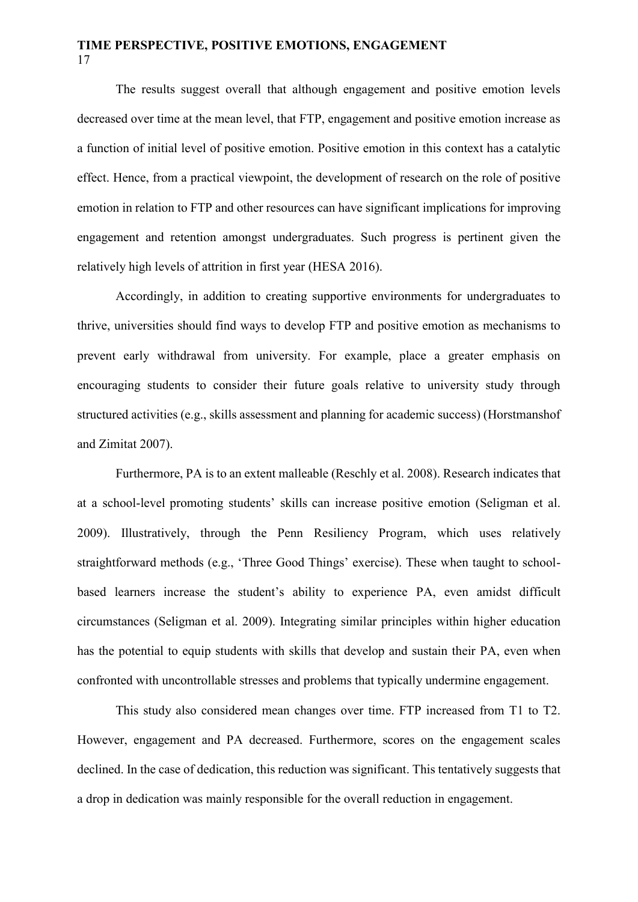The results suggest overall that although engagement and positive emotion levels decreased over time at the mean level, that FTP, engagement and positive emotion increase as a function of initial level of positive emotion. Positive emotion in this context has a catalytic effect. Hence, from a practical viewpoint, the development of research on the role of positive emotion in relation to FTP and other resources can have significant implications for improving engagement and retention amongst undergraduates. Such progress is pertinent given the relatively high levels of attrition in first year (HESA 2016).

Accordingly, in addition to creating supportive environments for undergraduates to thrive, universities should find ways to develop FTP and positive emotion as mechanisms to prevent early withdrawal from university. For example, place a greater emphasis on encouraging students to consider their future goals relative to university study through structured activities (e.g., skills assessment and planning for academic success) (Horstmanshof and Zimitat 2007).

Furthermore, PA is to an extent malleable (Reschly et al. 2008). Research indicates that at a school-level promoting students' skills can increase positive emotion (Seligman et al. 2009). Illustratively, through the Penn Resiliency Program, which uses relatively straightforward methods (e.g., 'Three Good Things' exercise). These when taught to school-based learners increase the student's ability to experience PA, even amidst difficult circumstances (Seligman et al. 2009). Integrating similar principles within higher education has the potential to equip students with skills that develop and sustain their PA, even when confronted with uncontrollable stresses and problems that typically undermine engagement.

This study also considered mean changes over time. FTP increased from T1 to T2. However, engagement and PA decreased. Furthermore, scores on the engagement scales declined. In the case of dedication, this reduction was significant. This tentatively suggests that a drop in dedication was mainly responsible for the overall reduction in engagement.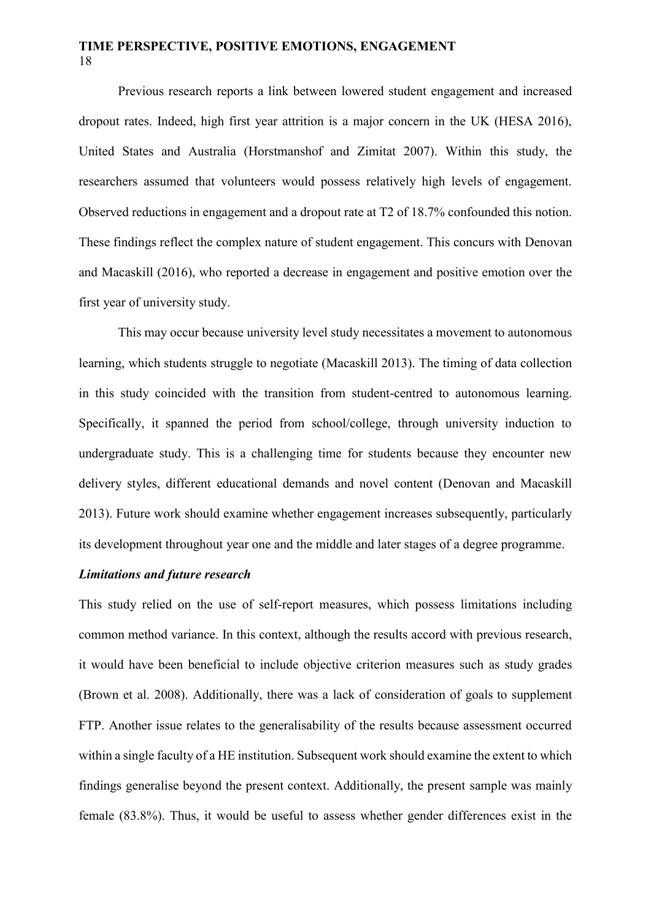Previous research reports a link between lowered student engagement and increased dropout rates. Indeed, high first year attrition is a major concern in the UK (HESA 2016), United States and Australia (Horstmanshof and Zimitat 2007). Within this study, the researchers assumed that volunteers would possess relatively high levels of engagement. Observed reductions in engagement and a dropout rate at T2 of 18.7% confounded this notion. These findings reflect the complex nature of student engagement. This concurs with Denovan and Macaskill (2016), who reported a decrease in engagement and positive emotion over the first year of university study.

This may occur because university level study necessitates a movement to autonomous learning, which students struggle to negotiate (Macaskill 2013). The timing of data collection in this study coincided with the transition from student-centred to autonomous learning. Specifically, it spanned the period from school/college, through university induction to undergraduate study. This is a challenging time for students because they encounter new delivery styles, different educational demands and novel content (Denovan and Macaskill 2013). Future work should examine whether engagement increases subsequently, particularly its development throughout year one and the middle and later stages of a degree programme.

### *Limitations and future research*

This study relied on the use of self-report measures, which possess limitations including common method variance. In this context, although the results accord with previous research, it would have been beneficial to include objective criterion measures such as study grades (Brown et al. 2008). Additionally, there was a lack of consideration of goals to supplement FTP. Another issue relates to the generalisability of the results because assessment occurred within a single faculty of a HE institution. Subsequent work should examine the extent to which findings generalise beyond the present context. Additionally, the present sample was mainly female (83.8%). Thus, it would be useful to assess whether gender differences exist in the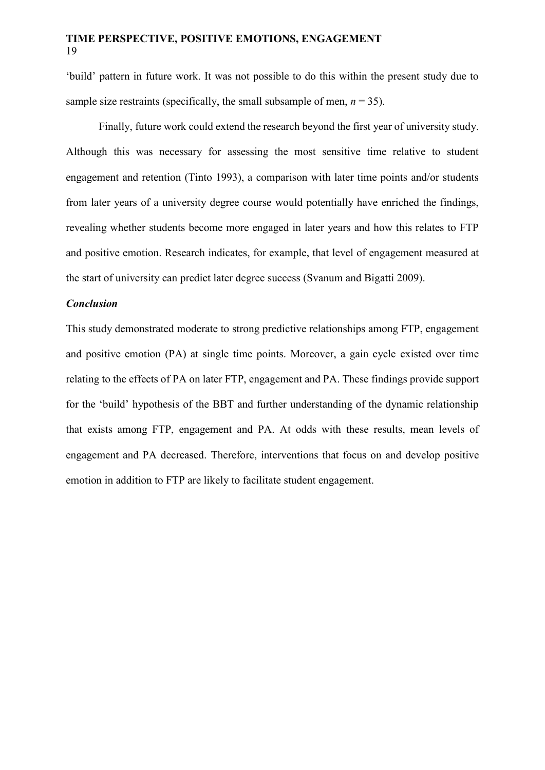'build' pattern in future work. It was not possible to do this within the present study due to sample size restraints (specifically, the small subsample of men, $n = 35$).

Finally, future work could extend the research beyond the first year of university study. Although this was necessary for assessing the most sensitive time relative to student engagement and retention (Tinto 1993), a comparison with later time points and/or students from later years of a university degree course would potentially have enriched the findings, revealing whether students become more engaged in later years and how this relates to FTP and positive emotion. Research indicates, for example, that level of engagement measured at the start of university can predict later degree success (Svanum and Bigatti 2009).

### *Conclusion*

This study demonstrated moderate to strong predictive relationships among FTP, engagement and positive emotion (PA) at single time points. Moreover, a gain cycle existed over time relating to the effects of PA on later FTP, engagement and PA. These findings provide support for the 'build' hypothesis of the BBT and further understanding of the dynamic relationship that exists among FTP, engagement and PA. At odds with these results, mean levels of engagement and PA decreased. Therefore, interventions that focus on and develop positive emotion in addition to FTP are likely to facilitate student engagement.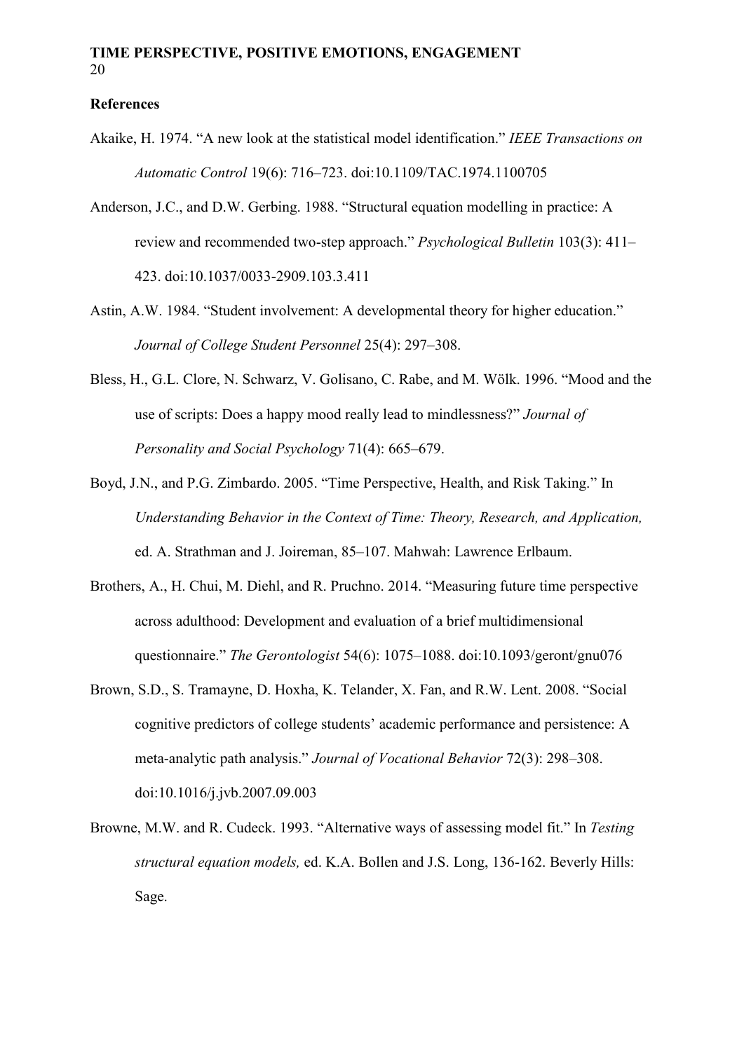**References**

Akaike, H. 1974. “A new look at the statistical model identification.” *IEEE Transactions on Automatic Control* 19(6): 716–723. doi:10.1109/TAC.1974.1100705

Anderson, J.C., and D.W. Gerbing. 1988. “Structural equation modelling in practice: A review and recommended two-step approach.” *Psychological Bulletin* 103(3): 411–423. doi:10.1037/0033-2909.103.3.411

Astin, A.W. 1984. “Student involvement: A developmental theory for higher education.” *Journal of College Student Personnel* 25(4): 297–308.

Bless, H., G.L. Clore, N. Schwarz, V. Golisano, C. Rabe, and M. Wölk. 1996. “Mood and the use of scripts: Does a happy mood really lead to mindlessness?” *Journal of Personality and Social Psychology* 71(4): 665–679.

Boyd, J.N., and P.G. Zimbardo. 2005. “Time Perspective, Health, and Risk Taking.” In *Understanding Behavior in the Context of Time: Theory, Research, and Application,* ed. A. Strathman and J. Joireman, 85–107. Mahwah: Lawrence Erlbaum.

Brothers, A., H. Chui, M. Diehl, and R. Pruchno. 2014. “Measuring future time perspective across adulthood: Development and evaluation of a brief multidimensional questionnaire.” *The Gerontologist* 54(6): 1075–1088. doi:10.1093/geront/gnu076

Brown, S.D., S. Tramayne, D. Hoxha, K. Telander, X. Fan, and R.W. Lent. 2008. “Social cognitive predictors of college students’ academic performance and persistence: A meta-analytic path analysis.” *Journal of Vocational Behavior* 72(3): 298–308. doi:10.1016/j.jvb.2007.09.003

Browne, M.W. and R. Cudeck. 1993. “Alternative ways of assessing model fit.” In *Testing structural equation models,* ed. K.A. Bollen and J.S. Long, 136-162. Beverly Hills: Sage.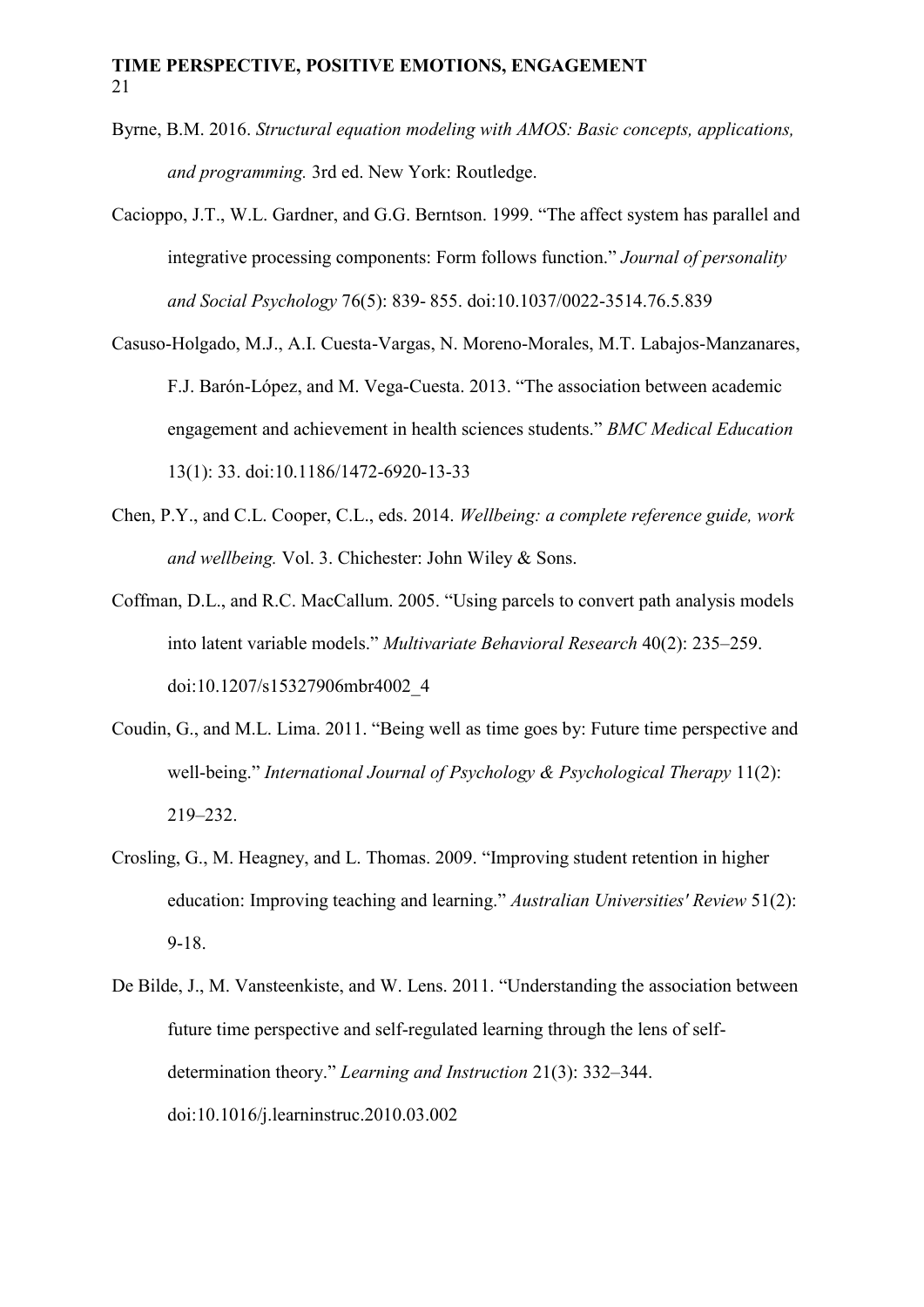Byrne, B.M. 2016. *Structural equation modeling with AMOS: Basic concepts, applications, and programming.* 3rd ed. New York: Routledge.

Cacioppo, J.T., W.L. Gardner, and G.G. Berntson. 1999. "The affect system has parallel and integrative processing components: Form follows function." *Journal of personality and Social Psychology* 76(5): 839- 855. doi:10.1037/0022-3514.76.5.839

Casuso-Holgado, M.J., A.I. Cuesta-Vargas, N. Moreno-Morales, M.T. Labajos-Manzanares, F.J. Barón-López, and M. Vega-Cuesta. 2013. "The association between academic engagement and achievement in health sciences students." *BMC Medical Education* 13(1): 33. doi:10.1186/1472-6920-13-33

Chen, P.Y., and C.L. Cooper, C.L., eds. 2014. *Wellbeing: a complete reference guide, work and wellbeing.* Vol. 3. Chichester: John Wiley & Sons.

Coffman, D.L., and R.C. MacCallum. 2005. "Using parcels to convert path analysis models into latent variable models." *Multivariate Behavioral Research* 40(2): 235–259. doi:10.1207/s15327906mbr4002_4

Coudin, G., and M.L. Lima. 2011. "Being well as time goes by: Future time perspective and well-being." *International Journal of Psychology & Psychological Therapy* 11(2): 219–232.

Crosling, G., M. Heagney, and L. Thomas. 2009. "Improving student retention in higher education: Improving teaching and learning." *Australian Universities' Review* 51(2): 9-18.

De Bilde, J., M. Vansteenkiste, and W. Lens. 2011. "Understanding the association between future time perspective and self-regulated learning through the lens of self-determination theory." *Learning and Instruction* 21(3): 332–344. doi:10.1016/j.learninstruc.2010.03.002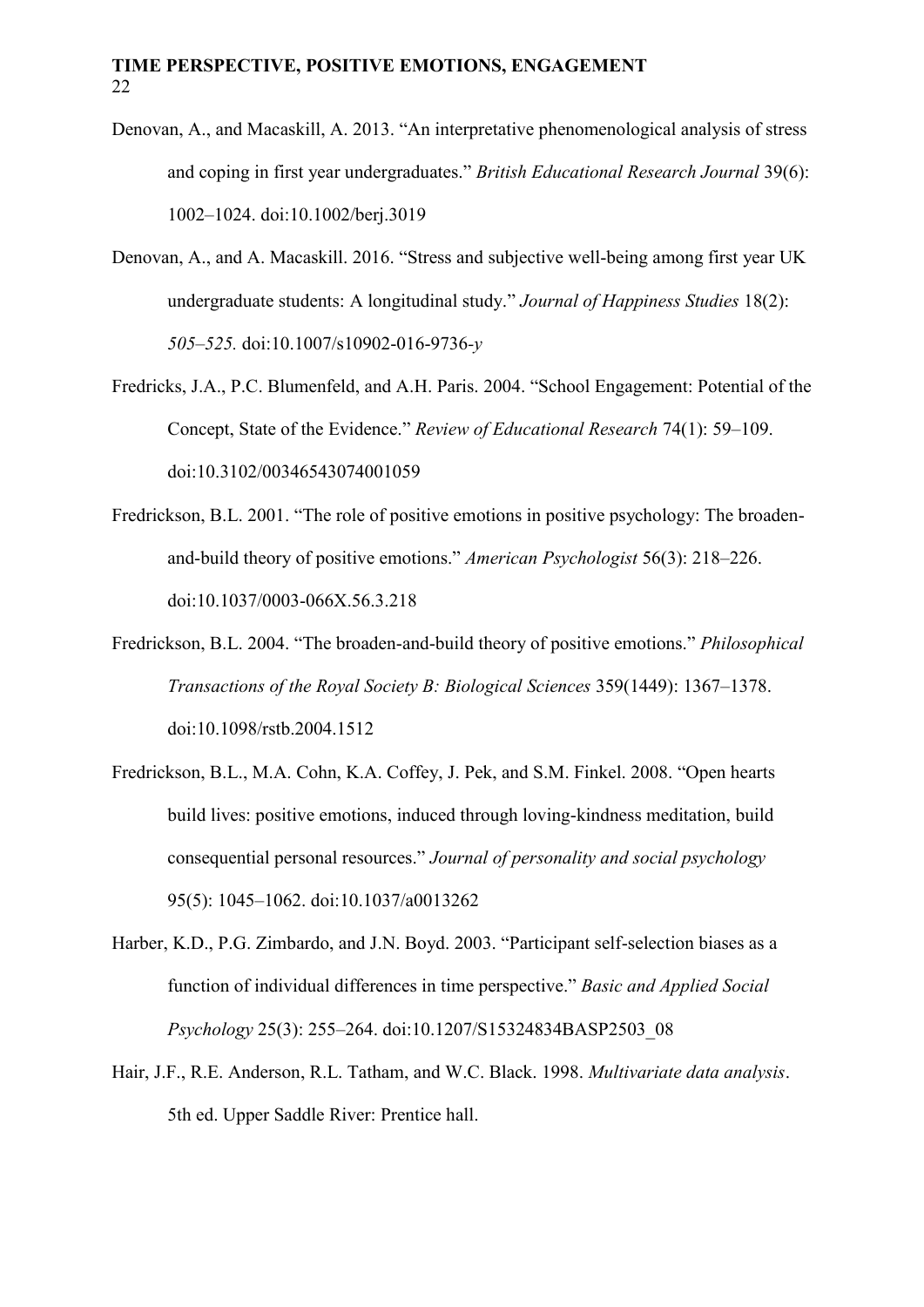Denovan, A., and Macaskill, A. 2013. "An interpretative phenomenological analysis of stress and coping in first year undergraduates." *British Educational Research Journal* 39(6): 1002–1024. doi:10.1002/berj.3019

Denovan, A., and A. Macaskill. 2016. "Stress and subjective well-being among first year UK undergraduate students: A longitudinal study." *Journal of Happiness Studies* 18(2): *505–525.* doi:10.1007/s10902-016-9736-*y*

Fredricks, J.A., P.C. Blumenfeld, and A.H. Paris. 2004. "School Engagement: Potential of the Concept, State of the Evidence." *Review of Educational Research* 74(1): 59–109. doi:10.3102/00346543074001059

Fredrickson, B.L. 2001. "The role of positive emotions in positive psychology: The broaden-and-build theory of positive emotions." *American Psychologist* 56(3): 218–226. doi:10.1037/0003-066X.56.3.218

Fredrickson, B.L. 2004. "The broaden-and-build theory of positive emotions." *Philosophical Transactions of the Royal Society B: Biological Sciences* 359(1449): 1367–1378. doi:10.1098/rstb.2004.1512

Fredrickson, B.L., M.A. Cohn, K.A. Coffey, J. Pek, and S.M. Finkel. 2008. "Open hearts build lives: positive emotions, induced through loving-kindness meditation, build consequential personal resources." *Journal of personality and social psychology* 95(5): 1045–1062. doi:10.1037/a0013262

Harber, K.D., P.G. Zimbardo, and J.N. Boyd. 2003. "Participant self-selection biases as a function of individual differences in time perspective." *Basic and Applied Social Psychology* 25(3): 255–264. doi:10.1207/S15324834BASP2503_08

Hair, J.F., R.E. Anderson, R.L. Tatham, and W.C. Black. 1998. *Multivariate data analysis*. 5th ed. Upper Saddle River: Prentice hall.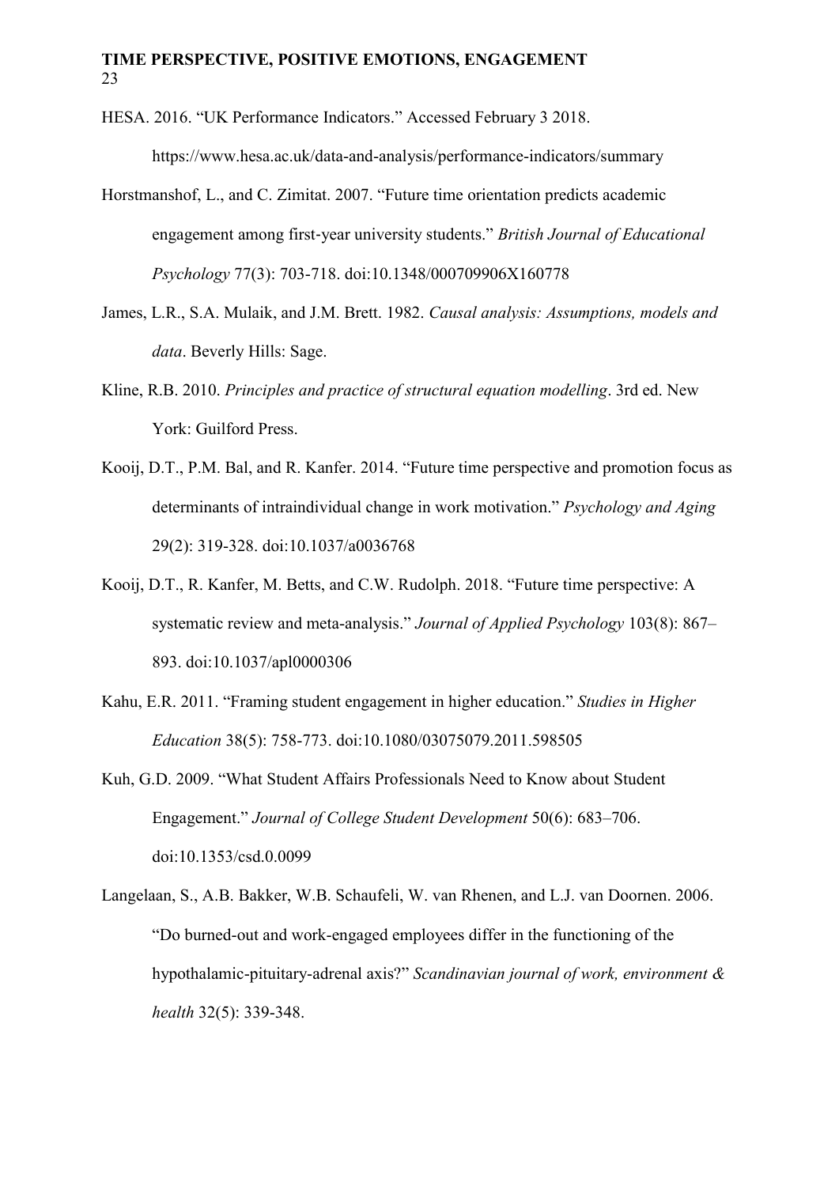HESA. 2016. "UK Performance Indicators." Accessed February 3 2018. https://www.hesa.ac.uk/data-and-analysis/performance-indicators/summary

Horstmanshof, L., and C. Zimitat. 2007. "Future time orientation predicts academic engagement among first-year university students." *British Journal of Educational Psychology* 77(3): 703-718. doi:10.1348/000709906X160778

James, L.R., S.A. Mulaik, and J.M. Brett. 1982. *Causal analysis: Assumptions, models and data*. Beverly Hills: Sage.

Kline, R.B. 2010. *Principles and practice of structural equation modelling*. 3rd ed. New York: Guilford Press.

Kooij, D.T., P.M. Bal, and R. Kanfer. 2014. "Future time perspective and promotion focus as determinants of intraindividual change in work motivation." *Psychology and Aging* 29(2): 319-328. doi:10.1037/a0036768

Kooij, D.T., R. Kanfer, M. Betts, and C.W. Rudolph. 2018. "Future time perspective: A systematic review and meta-analysis." *Journal of Applied Psychology* 103(8): 867–893. doi:10.1037/apl0000306

Kahu, E.R. 2011. "Framing student engagement in higher education." *Studies in Higher Education* 38(5): 758-773. doi:10.1080/03075079.2011.598505

Kuh, G.D. 2009. "What Student Affairs Professionals Need to Know about Student Engagement." *Journal of College Student Development* 50(6): 683–706. doi:10.1353/csd.0.0099

Langelaan, S., A.B. Bakker, W.B. Schaufeli, W. van Rhenen, and L.J. van Doornen. 2006. "Do burned-out and work-engaged employees differ in the functioning of the hypothalamic-pituitary-adrenal axis?" *Scandinavian journal of work, environment & health* 32(5): 339-348.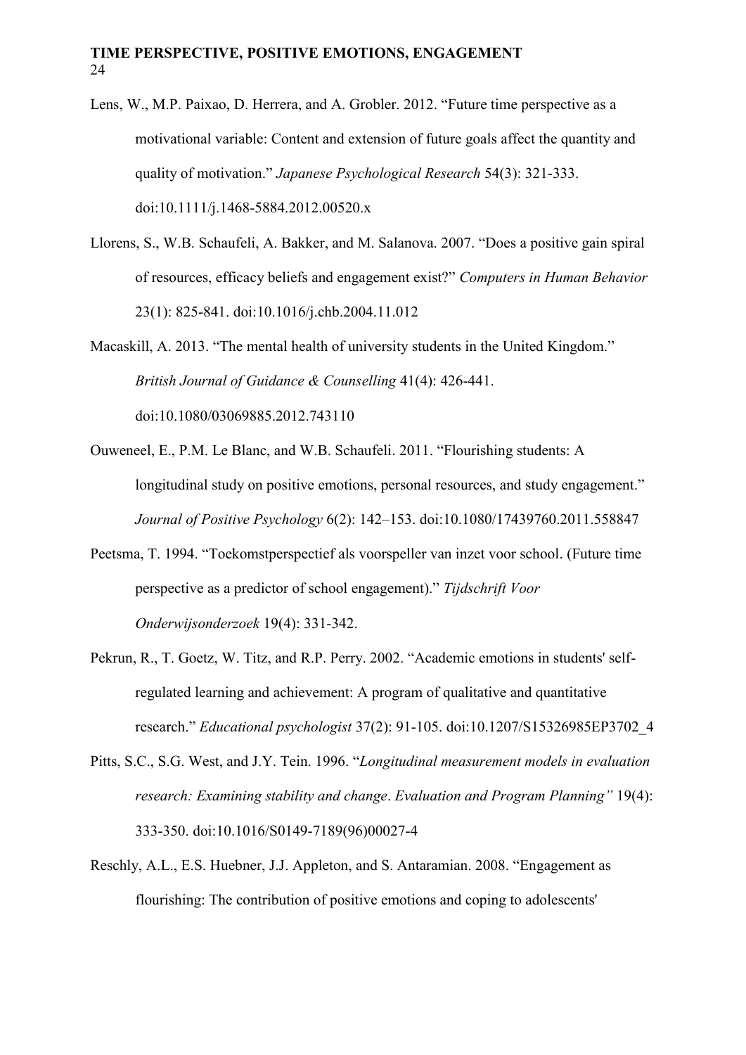Lens, W., M.P. Paixao, D. Herrera, and A. Grobler. 2012. “Future time perspective as a motivational variable: Content and extension of future goals affect the quantity and quality of motivation.” *Japanese Psychological Research* 54(3): 321-333. doi:10.1111/j.1468-5884.2012.00520.x

Llorens, S., W.B. Schaufeli, A. Bakker, and M. Salanova. 2007. “Does a positive gain spiral of resources, efficacy beliefs and engagement exist?” *Computers in Human Behavior* 23(1): 825-841. doi:10.1016/j.chb.2004.11.012

Macaskill, A. 2013. “The mental health of university students in the United Kingdom.” *British Journal of Guidance & Counselling* 41(4): 426-441. doi:10.1080/03069885.2012.743110

Ouweneel, E., P.M. Le Blanc, and W.B. Schaufeli. 2011. “Flourishing students: A longitudinal study on positive emotions, personal resources, and study engagement.” *Journal of Positive Psychology* 6(2): 142–153. doi:10.1080/17439760.2011.558847

Peetsma, T. 1994. “Toekomstperspectief als voorspeller van inzet voor school. (Future time perspective as a predictor of school engagement).” *Tijdschrift Voor Onderwijsonderzoek* 19(4): 331-342.

Pekrun, R., T. Goetz, W. Titz, and R.P. Perry. 2002. “Academic emotions in students' self-regulated learning and achievement: A program of qualitative and quantitative research.” *Educational psychologist* 37(2): 91-105. doi:10.1207/S15326985EP3702_4

Pitts, S.C., S.G. West, and J.Y. Tein. 1996. “*Longitudinal measurement models in evaluation research: Examining stability and change*. *Evaluation and Program Planning”* 19(4): 333-350. doi:10.1016/S0149-7189(96)00027-4

Reschly, A.L., E.S. Huebner, J.J. Appleton, and S. Antaramian. 2008. “Engagement as flourishing: The contribution of positive emotions and coping to adolescents'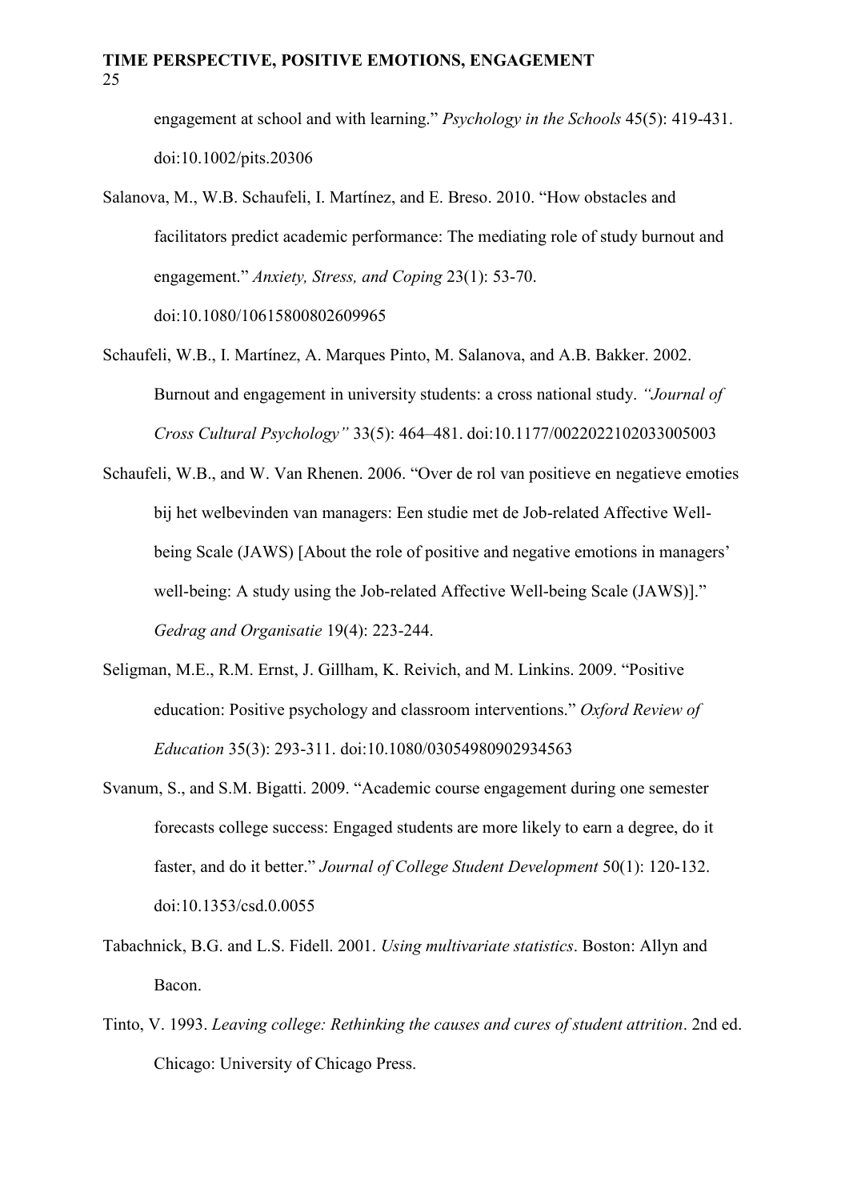engagement at school and with learning." *Psychology in the Schools* 45(5): 419-431. doi:10.1002/pits.20306

Salanova, M., W.B. Schaufeli, I. Martínez, and E. Breso. 2010. "How obstacles and facilitators predict academic performance: The mediating role of study burnout and engagement." *Anxiety, Stress, and Coping* 23(1): 53-70. doi:10.1080/10615800802609965

Schaufeli, W.B., I. Martínez, A. Marques Pinto, M. Salanova, and A.B. Bakker. 2002. Burnout and engagement in university students: a cross national study. *"Journal of Cross Cultural Psychology"* 33(5): 464–481. doi:10.1177/0022022102033005003

Schaufeli, W.B., and W. Van Rhenen. 2006. "Over de rol van positieve en negatieve emoties bij het welbevinden van managers: Een studie met de Job-related Affective Well-being Scale (JAWS) [About the role of positive and negative emotions in managers' well-being: A study using the Job-related Affective Well-being Scale (JAWS)]." *Gedrag and Organisatie* 19(4): 223-244.

Seligman, M.E., R.M. Ernst, J. Gillham, K. Reivich, and M. Linkins. 2009. "Positive education: Positive psychology and classroom interventions." *Oxford Review of Education* 35(3): 293-311. doi:10.1080/03054980902934563

Svanum, S., and S.M. Bigatti. 2009. "Academic course engagement during one semester forecasts college success: Engaged students are more likely to earn a degree, do it faster, and do it better." *Journal of College Student Development* 50(1): 120-132. doi:10.1353/csd.0.0055

Tabachnick, B.G. and L.S. Fidell. 2001. *Using multivariate statistics*. Boston: Allyn and Bacon.

Tinto, V. 1993. *Leaving college: Rethinking the causes and cures of student attrition*. 2nd ed. Chicago: University of Chicago Press.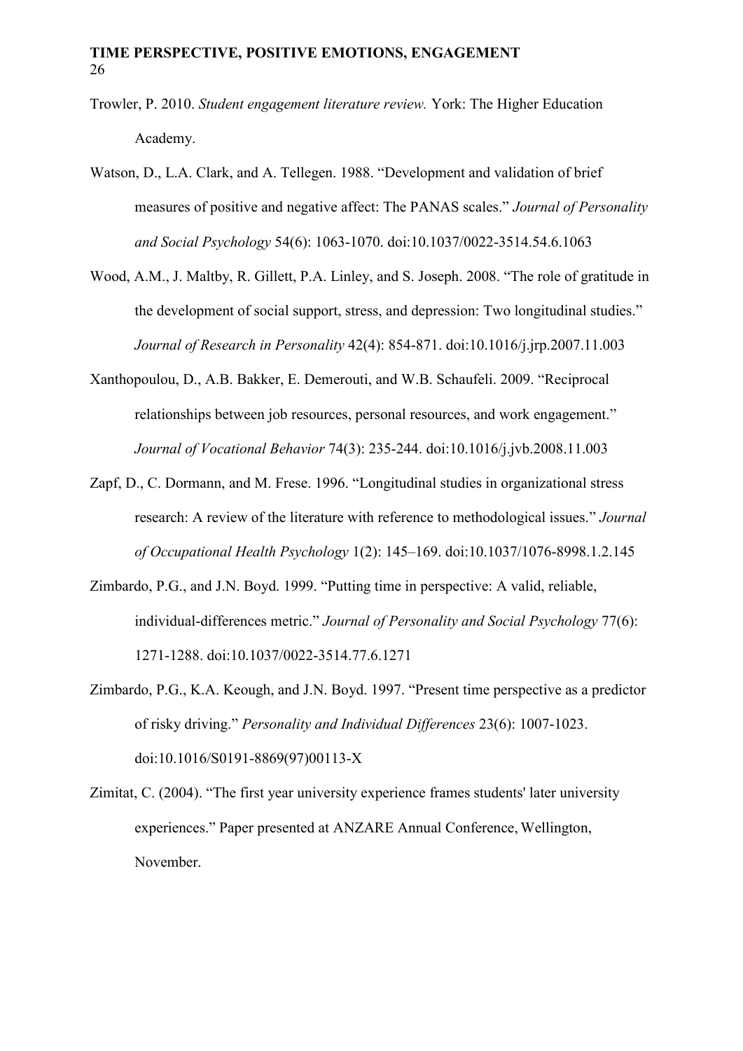Trowler, P. 2010. *Student engagement literature review.* York: The Higher Education Academy.

Watson, D., L.A. Clark, and A. Tellegen. 1988. "Development and validation of brief measures of positive and negative affect: The PANAS scales." *Journal of Personality and Social Psychology* 54(6): 1063-1070. doi:10.1037/0022-3514.54.6.1063

Wood, A.M., J. Maltby, R. Gillett, P.A. Linley, and S. Joseph. 2008. "The role of gratitude in the development of social support, stress, and depression: Two longitudinal studies." *Journal of Research in Personality* 42(4): 854-871. doi:10.1016/j.jrp.2007.11.003

Xanthopoulou, D., A.B. Bakker, E. Demerouti, and W.B. Schaufeli. 2009. "Reciprocal relationships between job resources, personal resources, and work engagement." *Journal of Vocational Behavior* 74(3): 235-244. doi:10.1016/j.jvb.2008.11.003

Zapf, D., C. Dormann, and M. Frese. 1996. "Longitudinal studies in organizational stress research: A review of the literature with reference to methodological issues." *Journal of Occupational Health Psychology* 1(2): 145–169. doi:10.1037/1076-8998.1.2.145

Zimbardo, P.G., and J.N. Boyd. 1999. "Putting time in perspective: A valid, reliable, individual-differences metric." *Journal of Personality and Social Psychology* 77(6): 1271-1288. doi:10.1037/0022-3514.77.6.1271

Zimbardo, P.G., K.A. Keough, and J.N. Boyd. 1997. "Present time perspective as a predictor of risky driving." *Personality and Individual Differences* 23(6): 1007-1023. doi:10.1016/S0191-8869(97)00113-X

Zimitat, C. (2004). "The first year university experience frames students' later university experiences." Paper presented at ANZARE Annual Conference, Wellington, November.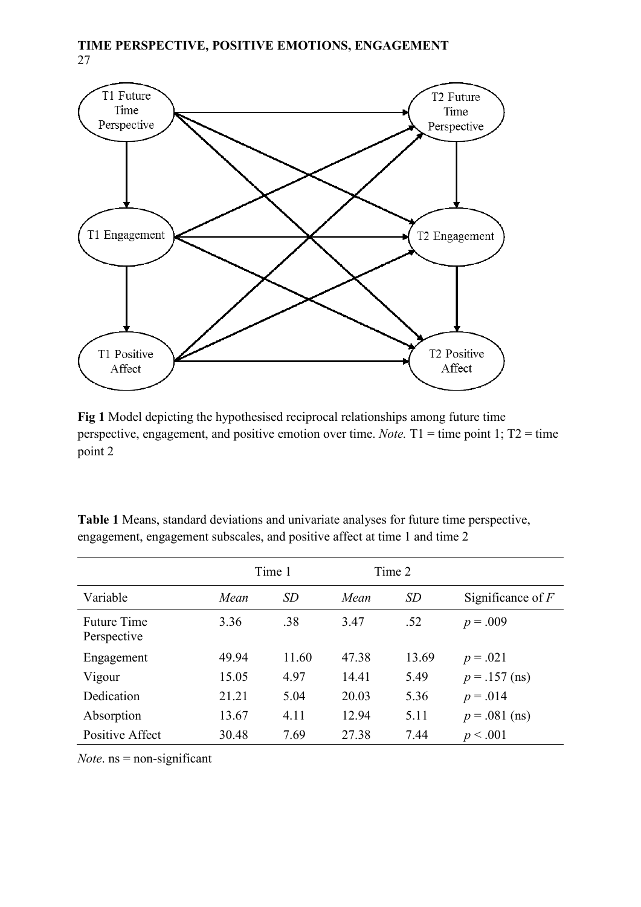**Fig 1** Model depicting the hypothesised reciprocal relationships among future time perspective, engagement, and positive emotion over time. *Note.* T1 = time point 1; T2 = time point 2

**Table 1** Means, standard deviations and univariate analyses for future time perspective, engagement, engagement subscales, and positive affect at time 1 and time 2

| | Time 1 | | Time 2 | | |
|---|---|---|---|---|---|
| Variable | *Mean* | *SD* | *Mean* | *SD* | Significance of $F$ |
| Future Time Perspective | 3.36 | .38 | 3.47 | .52 | $p = .009$ |
| Engagement | 49.94 | 11.60 | 47.38 | 13.69 | $p = .021$ |
| Vigour | 15.05 | 4.97 | 14.41 | 5.49 | $p = .157$ (ns) |
| Dedication | 21.21 | 5.04 | 20.03 | 5.36 | $p = .014$ |
| Absorption | 13.67 | 4.11 | 12.94 | 5.11 | $p = .081$ (ns) |
| Positive Affect | 30.48 | 7.69 | 27.38 | 7.44 | $p < .001$ |

*Note*. ns = non-significant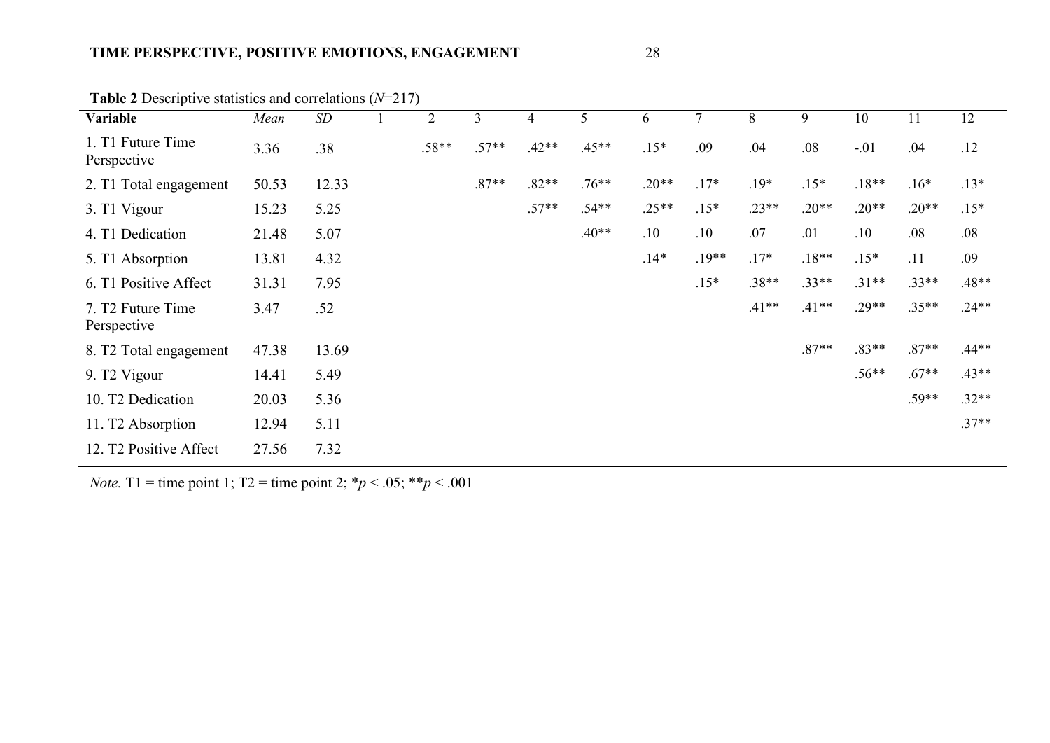**Table 2** Descriptive statistics and correlations (*N*=217)

| Variable | *Mean* | *SD* | 1 | 2 | 3 | 4 | 5 | 6 | 7 | 8 | 9 | 10 | 11 | 12 |
|---|---|---|---|---|---|---|---|---|---|---|---|---|---|---|
| 1. T1 Future Time Perspective | 3.36 | .38 | | .58** | .57** | .42** | .45** | .15* | .09 | .04 | .08 | -.01 | .04 | .12 |
| 2. T1 Total engagement | 50.53 | 12.33 | | | .87** | .82** | .76** | .20** | .17* | .19* | .15* | .18** | .16* | .13* |
| 3. T1 Vigour | 15.23 | 5.25 | | | | .57** | .54** | .25** | .15* | .23** | .20** | .20** | .20** | .15* |
| 4. T1 Dedication | 21.48 | 5.07 | | | | | .40** | .10 | .10 | .07 | .01 | .10 | .08 | .08 |
| 5. T1 Absorption | 13.81 | 4.32 | | | | | | .14* | .19** | .17* | .18** | .15* | .11 | .09 |
| 6. T1 Positive Affect | 31.31 | 7.95 | | | | | | | .15* | .38** | .33** | .31** | .33** | .48** |
| 7. T2 Future Time Perspective | 3.47 | .52 | | | | | | | | .41** | .41** | .29** | .35** | .24** |
| 8. T2 Total engagement | 47.38 | 13.69 | | | | | | | | | .87** | .83** | .87** | .44** |
| 9. T2 Vigour | 14.41 | 5.49 | | | | | | | | | | .56** | .67** | .43** |
| 10. T2 Dedication | 20.03 | 5.36 | | | | | | | | | | | .59** | .32** |
| 11. T2 Absorption | 12.94 | 5.11 | | | | | | | | | | | | .37** |
| 12. T2 Positive Affect | 27.56 | 7.32 | | | | | | | | | | | | |

*Note.* T1 = time point 1; T2 = time point 2; \*$p < .05$; \*\*$p < .001$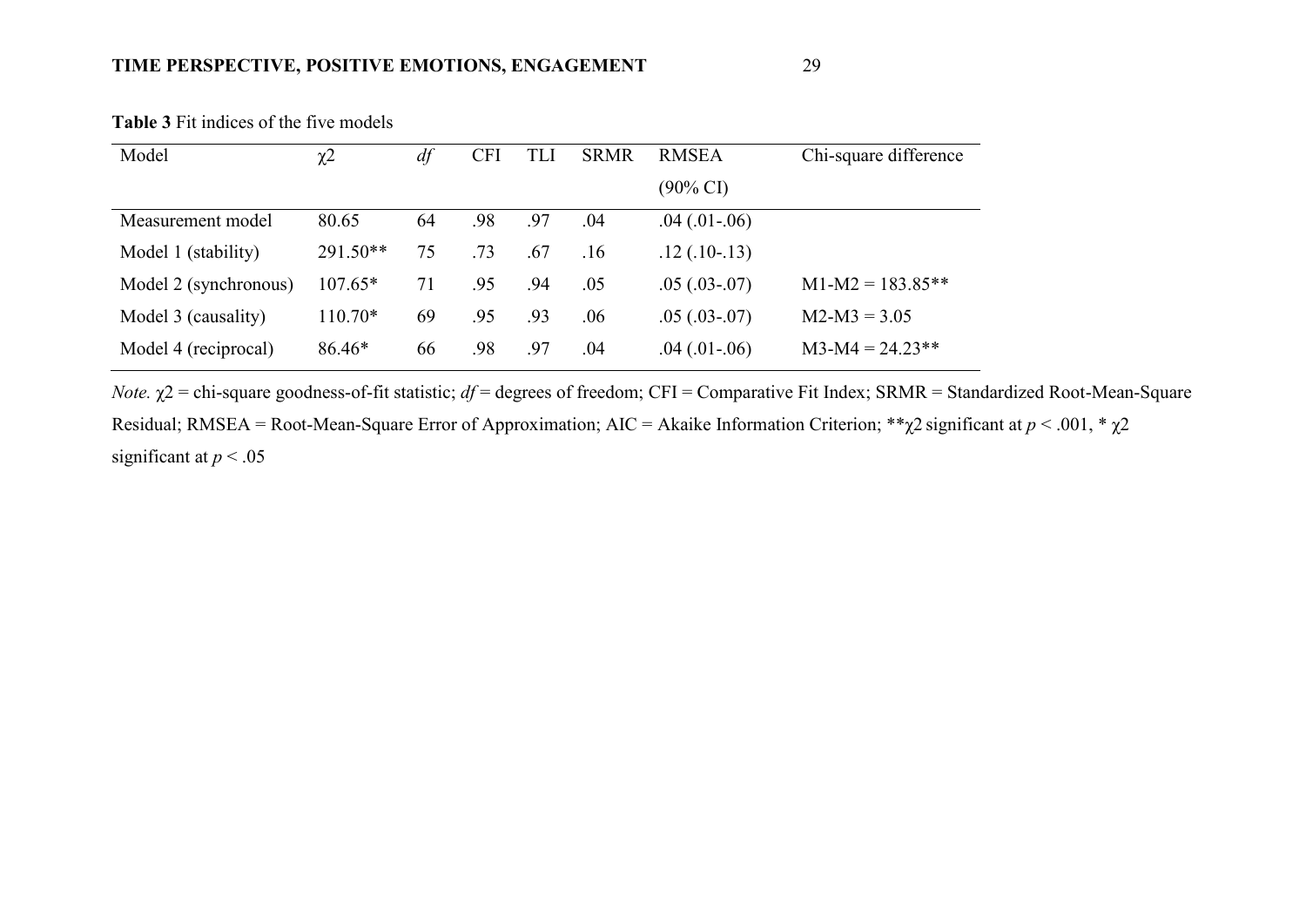**Table 3** Fit indices of the five models

| Model | $\chi2$ | *df* | CFI | TLI | SRMR | RMSEA (90% CI) | Chi-square difference |
|---|---|---|---|---|---|---|---|
| Measurement model | 80.65 | 64 | .98 | .97 | .04 | .04 (.01-.06) | |
| Model 1 (stability) | 291.50** | 75 | .73 | .67 | .16 | .12 (.10-.13) | |
| Model 2 (synchronous) | 107.65* | 71 | .95 | .94 | .05 | .05 (.03-.07) | M1-M2 = 183.85** |
| Model 3 (causality) | 110.70* | 69 | .95 | .93 | .06 | .05 (.03-.07) | M2-M3 = 3.05 |
| Model 4 (reciprocal) | 86.46* | 66 | .98 | .97 | .04 | .04 (.01-.06) | M3-M4 = 24.23** |

*Note.* $\chi2$ = chi-square goodness-of-fit statistic; *df* = degrees of freedom; CFI = Comparative Fit Index; SRMR = Standardized Root-Mean-Square Residual; RMSEA = Root-Mean-Square Error of Approximation; AIC = Akaike Information Criterion; **$\chi2$ significant at $p < .001$, * $\chi2$ significant at $p < .05$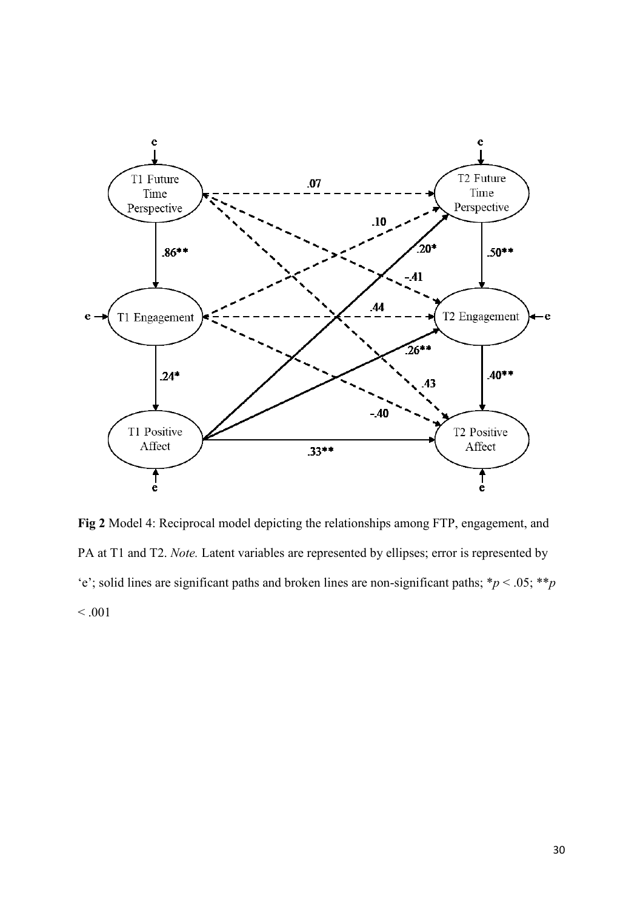e

T1 Future Time Perspective

.07

e

T2 Future Time Perspective

.10

.86**

.20*

.50**

-.41

.44

e

T1 Engagement

T2 Engagement

e

.26**

.24*

.43

.40**

-.40

T1 Positive Affect

T2 Positive Affect

.33**

e

e

**Fig 2** Model 4: Reciprocal model depicting the relationships among FTP, engagement, and PA at T1 and T2. *Note.* Latent variables are represented by ellipses; error is represented by 'e'; solid lines are significant paths and broken lines are non-significant paths; \*$p < .05$; \*\*$p < .001$